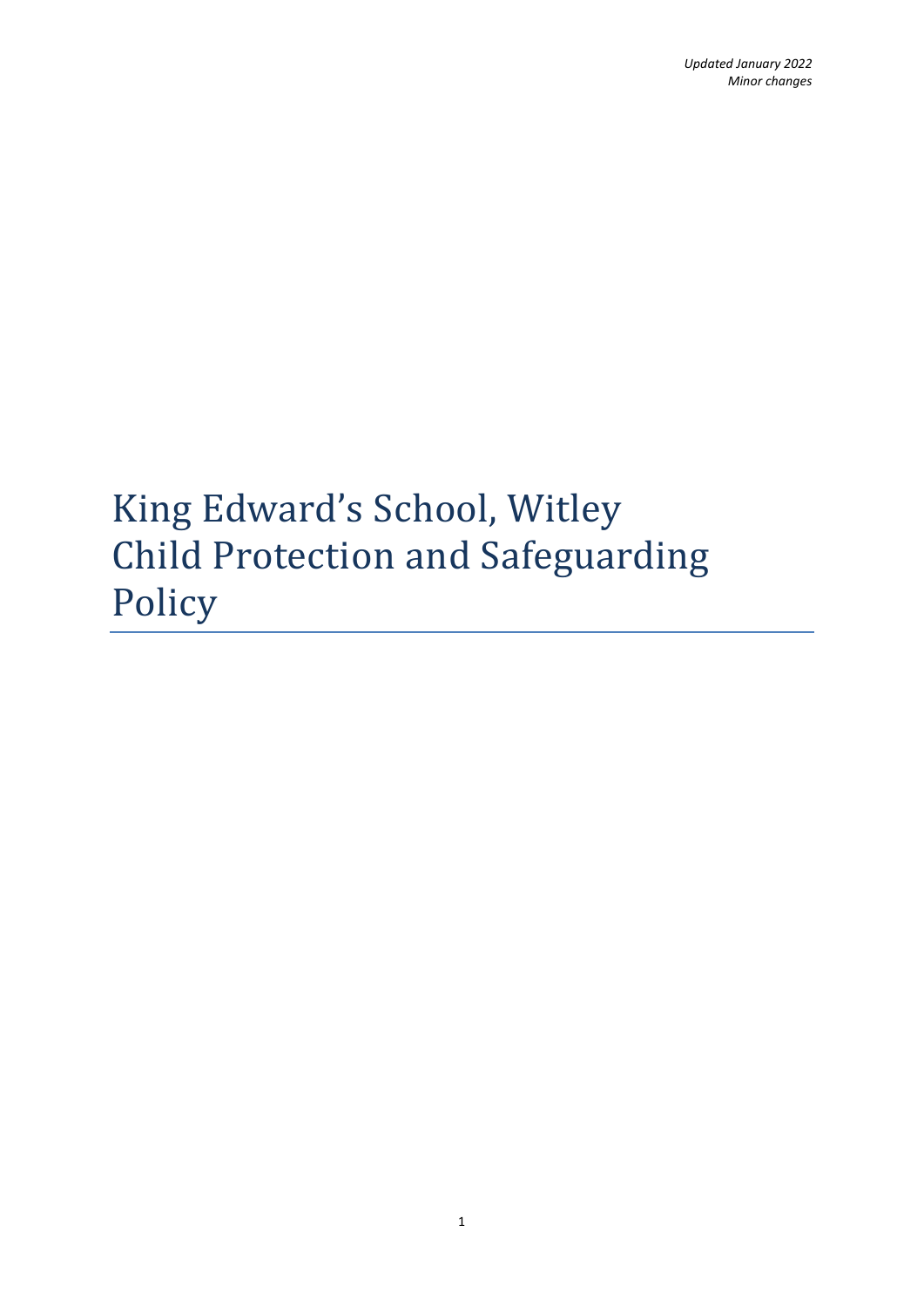*Updated January 2022*
*Minor changes*

# King Edward's School, Witley
# Child Protection and Safeguarding Policy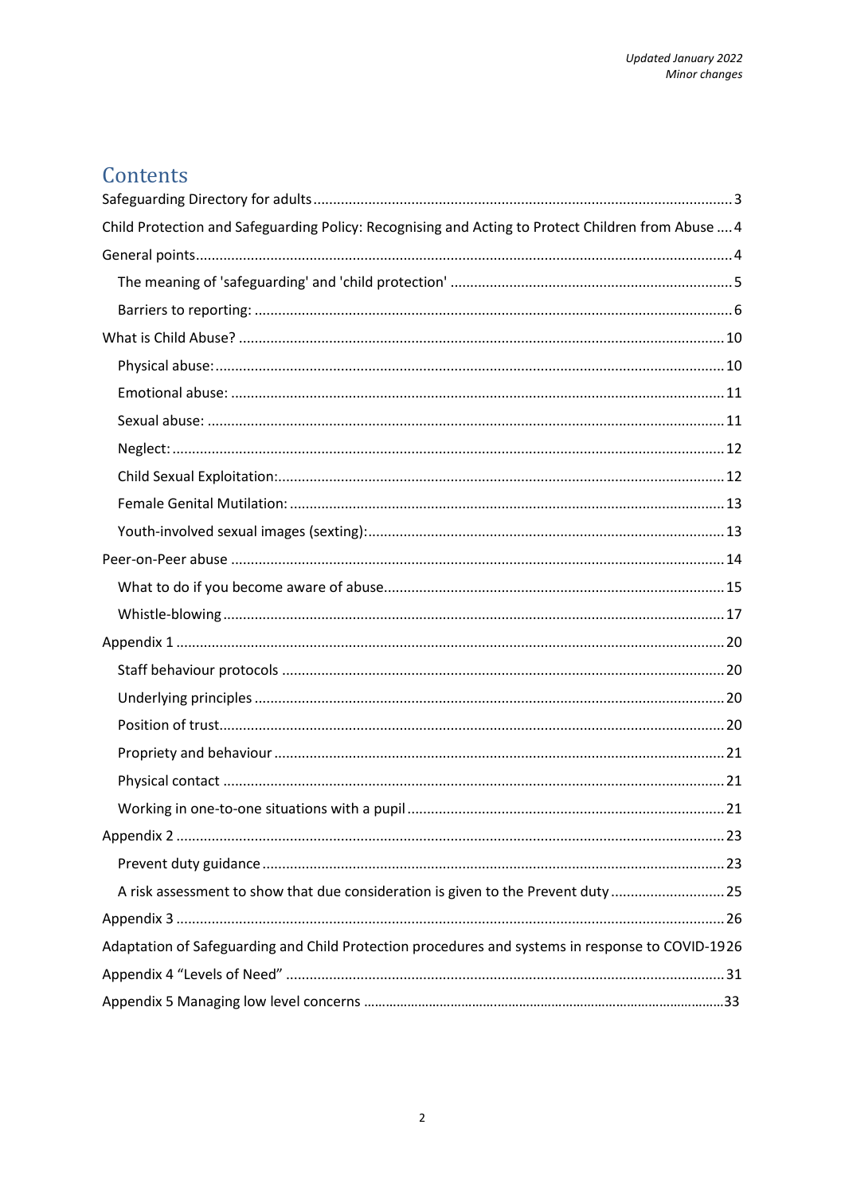*Updated January 2022*
*Minor changes*

# Contents

Safeguarding Directory for adults ........ 3

Child Protection and Safeguarding Policy: Recognising and Acting to Protect Children from Abuse ........ 4

General points ........ 4

- The meaning of 'safeguarding' and 'child protection' ........ 5
- Barriers to reporting: ........ 6

What is Child Abuse? ........ 10

- Physical abuse: ........ 10
- Emotional abuse: ........ 11
- Sexual abuse: ........ 11
- Neglect: ........ 12
- Child Sexual Exploitation: ........ 12
- Female Genital Mutilation: ........ 13
- Youth-involved sexual images (sexting): ........ 13

Peer-on-Peer abuse ........ 14

- What to do if you become aware of abuse ........ 15
- Whistle-blowing ........ 17

Appendix 1 ........ 20

- Staff behaviour protocols ........ 20
- Underlying principles ........ 20
- Position of trust ........ 20
- Propriety and behaviour ........ 21
- Physical contact ........ 21
- Working in one-to-one situations with a pupil ........ 21

Appendix 2 ........ 23

- Prevent duty guidance ........ 23
- A risk assessment to show that due consideration is given to the Prevent duty ........ 25

Appendix 3 ........ 26

Adaptation of Safeguarding and Child Protection procedures and systems in response to COVID-19 ........ 26

Appendix 4 "Levels of Need" ........ 31

Appendix 5 Managing low level concerns ........ 33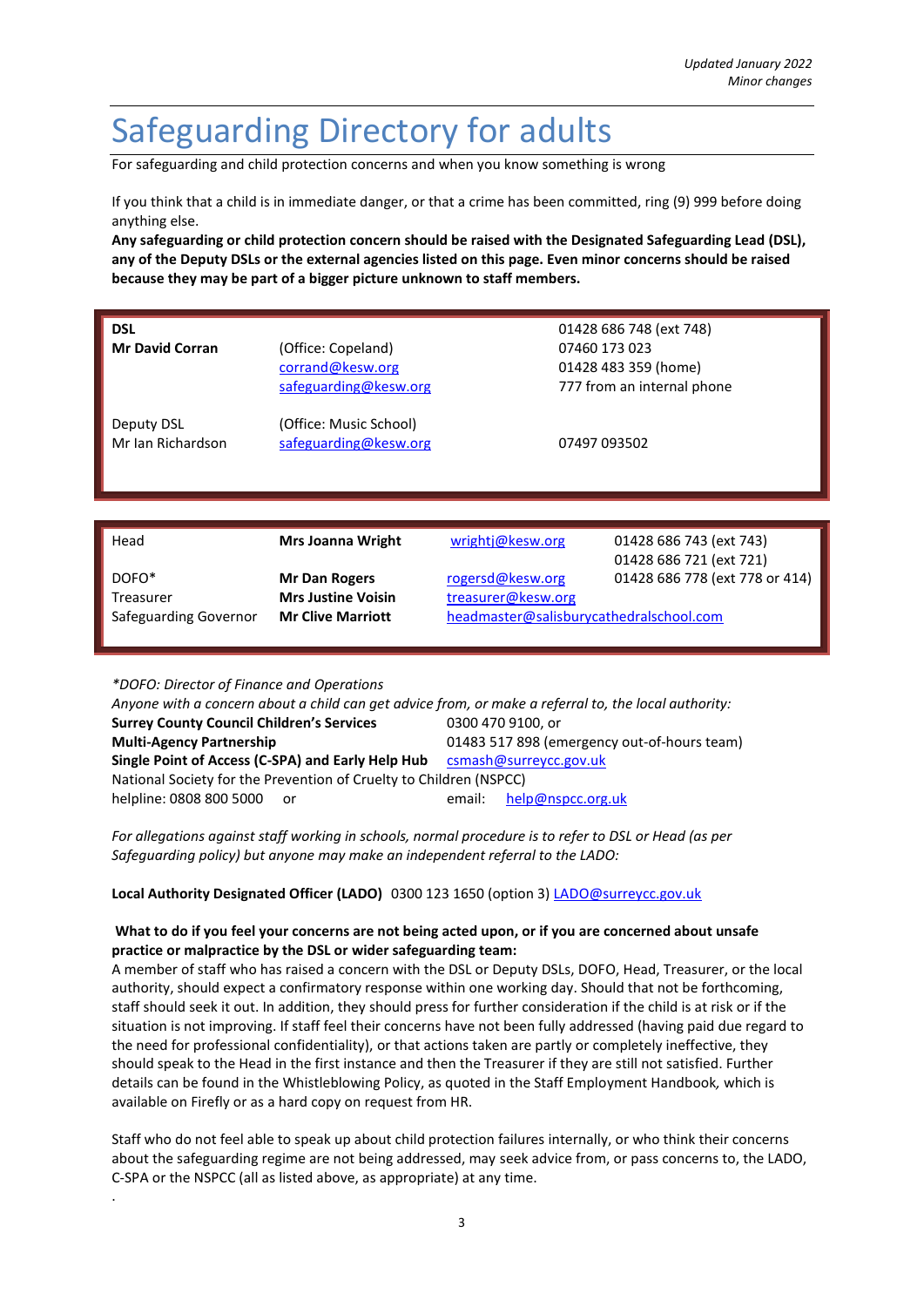*Updated January 2022*
*Minor changes*

# Safeguarding Directory for adults

For safeguarding and child protection concerns and when you know something is wrong

If you think that a child is in immediate danger, or that a crime has been committed, ring (9) 999 before doing anything else.

**Any safeguarding or child protection concern should be raised with the Designated Safeguarding Lead (DSL), any of the Deputy DSLs or the external agencies listed on this page. Even minor concerns should be raised because they may be part of a bigger picture unknown to staff members.**

| | | |
|---|---|---|
| **DSL** | | 01428 686 748 (ext 748) |
| **Mr David Corran** | (Office: Copeland)<br>corrand@kesw.org<br>safeguarding@kesw.org | 07460 173 023<br>01428 483 359 (home)<br>777 from an internal phone |
| Deputy DSL<br>Mr Ian Richardson | (Office: Music School)<br>safeguarding@kesw.org | 07497 093502 |

| | | | |
|---|---|---|---|
| Head | **Mrs Joanna Wright** | wrightj@kesw.org | 01428 686 743 (ext 743)<br>01428 686 721 (ext 721) |
| DOFO* | **Mr Dan Rogers** | rogersd@kesw.org | 01428 686 778 (ext 778 or 414) |
| Treasurer | **Mrs Justine Voisin** | treasurer@kesw.org | |
| Safeguarding Governor | **Mr Clive Marriott** | headmaster@salisburycathedralschool.com | |

*\*DOFO: Director of Finance and Operations*

*Anyone with a concern about a child can get advice from, or make a referral to, the local authority:*

| | |
|---|---|
| **Surrey County Council Children's Services** | 0300 470 9100, or |
| **Multi-Agency Partnership** | 01483 517 898 (emergency out-of-hours team) |
| **Single Point of Access (C-SPA) and Early Help Hub** | csmash@surreycc.gov.uk |

National Society for the Prevention of Cruelty to Children (NSPCC)
helpline: 0808 800 5000 or email: help@nspcc.org.uk

*For allegations against staff working in schools, normal procedure is to refer to DSL or Head (as per Safeguarding policy) but anyone may make an independent referral to the LADO:*

**Local Authority Designated Officer (LADO)** 0300 123 1650 (option 3) LADO@surreycc.gov.uk

**What to do if you feel your concerns are not being acted upon, or if you are concerned about unsafe practice or malpractice by the DSL or wider safeguarding team:**

A member of staff who has raised a concern with the DSL or Deputy DSLs, DOFO, Head, Treasurer, or the local authority, should expect a confirmatory response within one working day. Should that not be forthcoming, staff should seek it out. In addition, they should press for further consideration if the child is at risk or if the situation is not improving. If staff feel their concerns have not been fully addressed (having paid due regard to the need for professional confidentiality), or that actions taken are partly or completely ineffective, they should speak to the Head in the first instance and then the Treasurer if they are still not satisfied. Further details can be found in the Whistleblowing Policy, as quoted in the Staff Employment Handbook, which is available on Firefly or as a hard copy on request from HR.

Staff who do not feel able to speak up about child protection failures internally, or who think their concerns about the safeguarding regime are not being addressed, may seek advice from, or pass concerns to, the LADO, C-SPA or the NSPCC (all as listed above, as appropriate) at any time.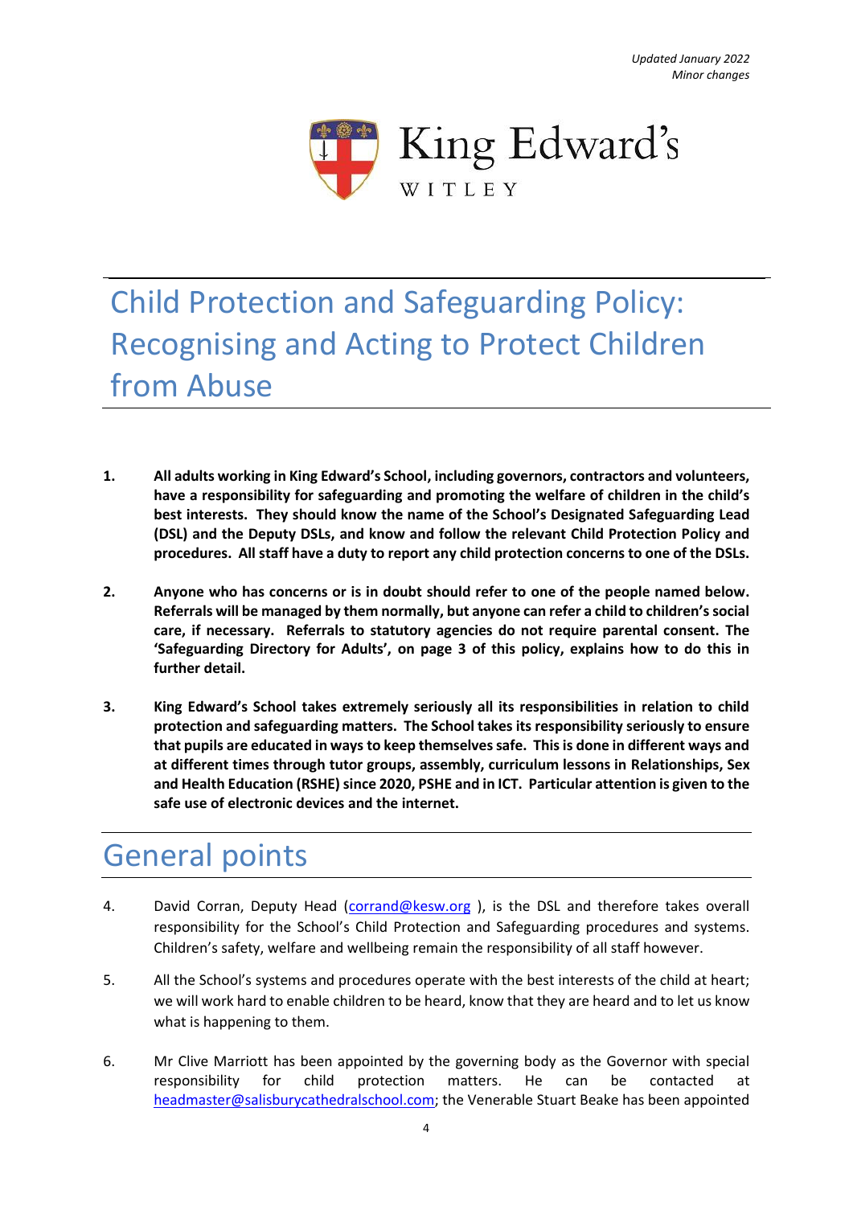*Updated January 2022*
*Minor changes*

King Edward's
WITLEY

# Child Protection and Safeguarding Policy: Recognising and Acting to Protect Children from Abuse

1. **All adults working in King Edward's School, including governors, contractors and volunteers, have a responsibility for safeguarding and promoting the welfare of children in the child's best interests. They should know the name of the School's Designated Safeguarding Lead (DSL) and the Deputy DSLs, and know and follow the relevant Child Protection Policy and procedures. All staff have a duty to report any child protection concerns to one of the DSLs.**

2. **Anyone who has concerns or is in doubt should refer to one of the people named below. Referrals will be managed by them normally, but anyone can refer a child to children's social care, if necessary. Referrals to statutory agencies do not require parental consent. The 'Safeguarding Directory for Adults', on page 3 of this policy, explains how to do this in further detail.**

3. **King Edward's School takes extremely seriously all its responsibilities in relation to child protection and safeguarding matters. The School takes its responsibility seriously to ensure that pupils are educated in ways to keep themselves safe. This is done in different ways and at different times through tutor groups, assembly, curriculum lessons in Relationships, Sex and Health Education (RSHE) since 2020, PSHE and in ICT. Particular attention is given to the safe use of electronic devices and the internet.**

## General points

4. David Corran, Deputy Head (corrand@kesw.org ), is the DSL and therefore takes overall responsibility for the School's Child Protection and Safeguarding procedures and systems. Children's safety, welfare and wellbeing remain the responsibility of all staff however.

5. All the School's systems and procedures operate with the best interests of the child at heart; we will work hard to enable children to be heard, know that they are heard and to let us know what is happening to them.

6. Mr Clive Marriott has been appointed by the governing body as the Governor with special responsibility for child protection matters. He can be contacted at headmaster@salisburycathedralschool.com; the Venerable Stuart Beake has been appointed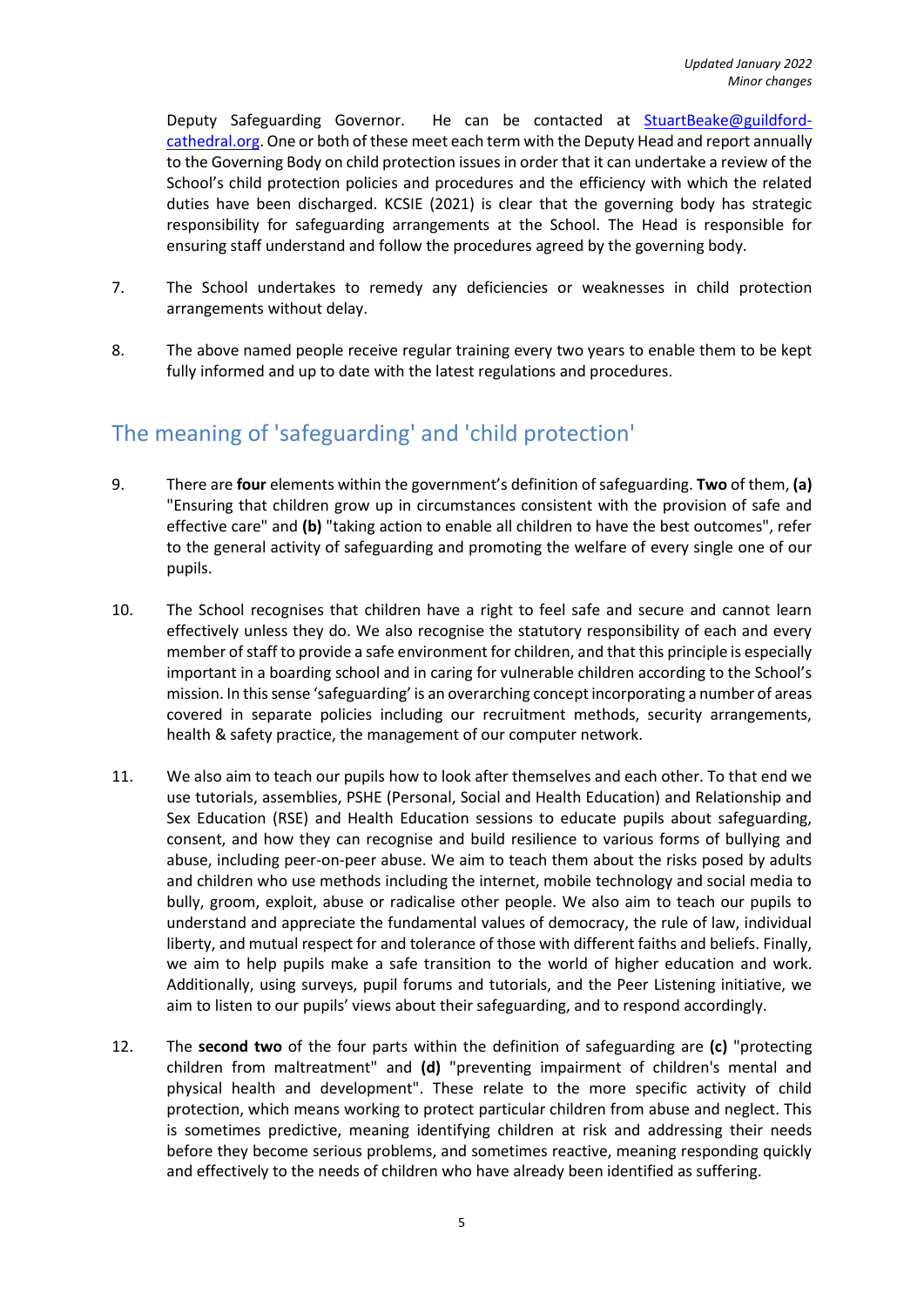Deputy Safeguarding Governor. He can be contacted at [StuartBeake@guildford-cathedral.org](mailto:StuartBeake@guildford-cathedral.org). One or both of these meet each term with the Deputy Head and report annually to the Governing Body on child protection issues in order that it can undertake a review of the School's child protection policies and procedures and the efficiency with which the related duties have been discharged. KCSIE (2021) is clear that the governing body has strategic responsibility for safeguarding arrangements at the School. The Head is responsible for ensuring staff understand and follow the procedures agreed by the governing body.

7. The School undertakes to remedy any deficiencies or weaknesses in child protection arrangements without delay.

8. The above named people receive regular training every two years to enable them to be kept fully informed and up to date with the latest regulations and procedures.

## The meaning of 'safeguarding' and 'child protection'

9. There are **four** elements within the government's definition of safeguarding. **Two** of them, **(a)** "Ensuring that children grow up in circumstances consistent with the provision of safe and effective care" and **(b)** "taking action to enable all children to have the best outcomes", refer to the general activity of safeguarding and promoting the welfare of every single one of our pupils.

10. The School recognises that children have a right to feel safe and secure and cannot learn effectively unless they do. We also recognise the statutory responsibility of each and every member of staff to provide a safe environment for children, and that this principle is especially important in a boarding school and in caring for vulnerable children according to the School's mission. In this sense 'safeguarding' is an overarching concept incorporating a number of areas covered in separate policies including our recruitment methods, security arrangements, health & safety practice, the management of our computer network.

11. We also aim to teach our pupils how to look after themselves and each other. To that end we use tutorials, assemblies, PSHE (Personal, Social and Health Education) and Relationship and Sex Education (RSE) and Health Education sessions to educate pupils about safeguarding, consent, and how they can recognise and build resilience to various forms of bullying and abuse, including peer-on-peer abuse. We aim to teach them about the risks posed by adults and children who use methods including the internet, mobile technology and social media to bully, groom, exploit, abuse or radicalise other people. We also aim to teach our pupils to understand and appreciate the fundamental values of democracy, the rule of law, individual liberty, and mutual respect for and tolerance of those with different faiths and beliefs. Finally, we aim to help pupils make a safe transition to the world of higher education and work. Additionally, using surveys, pupil forums and tutorials, and the Peer Listening initiative, we aim to listen to our pupils' views about their safeguarding, and to respond accordingly.

12. The **second two** of the four parts within the definition of safeguarding are **(c)** "protecting children from maltreatment" and **(d)** "preventing impairment of children's mental and physical health and development". These relate to the more specific activity of child protection, which means working to protect particular children from abuse and neglect. This is sometimes predictive, meaning identifying children at risk and addressing their needs before they become serious problems, and sometimes reactive, meaning responding quickly and effectively to the needs of children who have already been identified as suffering.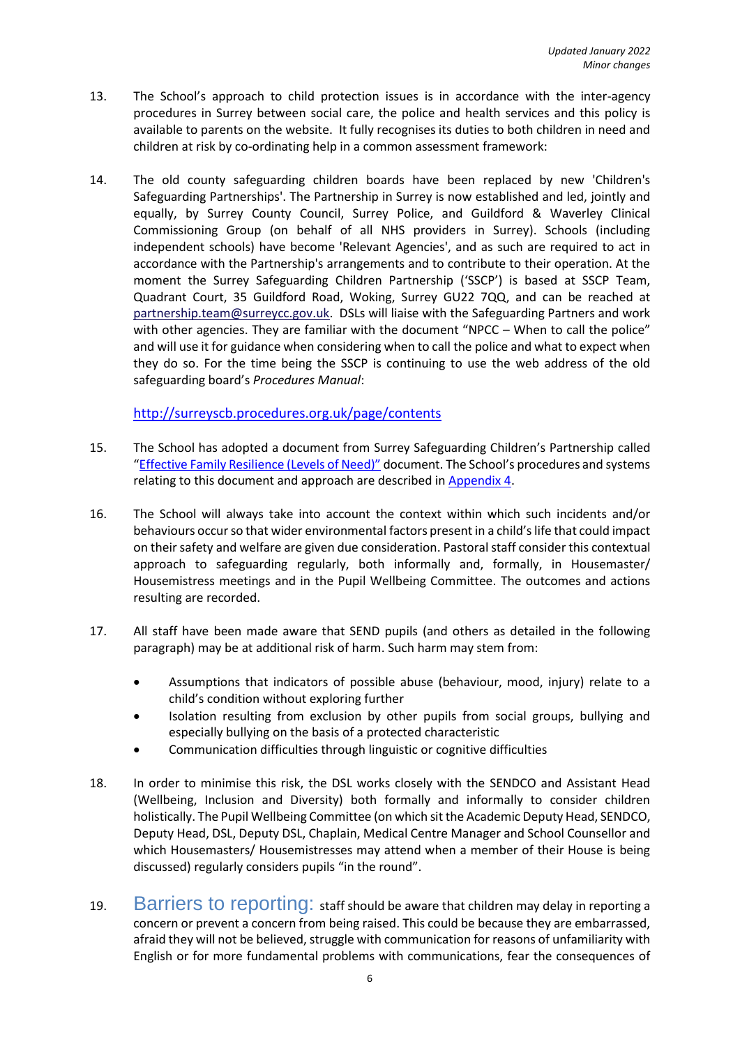13. The School's approach to child protection issues is in accordance with the inter-agency procedures in Surrey between social care, the police and health services and this policy is available to parents on the website. It fully recognises its duties to both children in need and children at risk by co-ordinating help in a common assessment framework:

14. The old county safeguarding children boards have been replaced by new 'Children's Safeguarding Partnerships'. The Partnership in Surrey is now established and led, jointly and equally, by Surrey County Council, Surrey Police, and Guildford & Waverley Clinical Commissioning Group (on behalf of all NHS providers in Surrey). Schools (including independent schools) have become 'Relevant Agencies', and as such are required to act in accordance with the Partnership's arrangements and to contribute to their operation. At the moment the Surrey Safeguarding Children Partnership ('SSCP') is based at SSCP Team, Quadrant Court, 35 Guildford Road, Woking, Surrey GU22 7QQ, and can be reached at [partnership.team@surreycc.gov.uk](mailto:partnership.team@surreycc.gov.uk). DSLs will liaise with the Safeguarding Partners and work with other agencies. They are familiar with the document "NPCC – When to call the police" and will use it for guidance when considering when to call the police and what to expect when they do so. For the time being the SSCP is continuing to use the web address of the old safeguarding board's *Procedures Manual*:

    [http://surreyscb.procedures.org.uk/page/contents](http://surreyscb.procedures.org.uk/page/contents)

15. The School has adopted a document from Surrey Safeguarding Children's Partnership called "[Effective Family Resilience (Levels of Need)"]() document. The School's procedures and systems relating to this document and approach are described in [Appendix 4]().

16. The School will always take into account the context within which such incidents and/or behaviours occur so that wider environmental factors present in a child's life that could impact on their safety and welfare are given due consideration. Pastoral staff consider this contextual approach to safeguarding regularly, both informally and, formally, in Housemaster/ Housemistress meetings and in the Pupil Wellbeing Committee. The outcomes and actions resulting are recorded.

17. All staff have been made aware that SEND pupils (and others as detailed in the following paragraph) may be at additional risk of harm. Such harm may stem from:

    - Assumptions that indicators of possible abuse (behaviour, mood, injury) relate to a child's condition without exploring further
    - Isolation resulting from exclusion by other pupils from social groups, bullying and especially bullying on the basis of a protected characteristic
    - Communication difficulties through linguistic or cognitive difficulties

18. In order to minimise this risk, the DSL works closely with the SENDCO and Assistant Head (Wellbeing, Inclusion and Diversity) both formally and informally to consider children holistically. The Pupil Wellbeing Committee (on which sit the Academic Deputy Head, SENDCO, Deputy Head, DSL, Deputy DSL, Chaplain, Medical Centre Manager and School Counsellor and which Housemasters/ Housemistresses may attend when a member of their House is being discussed) regularly considers pupils "in the round".

19. **Barriers to reporting:** staff should be aware that children may delay in reporting a concern or prevent a concern from being raised. This could be because they are embarrassed, afraid they will not be believed, struggle with communication for reasons of unfamiliarity with English or for more fundamental problems with communications, fear the consequences of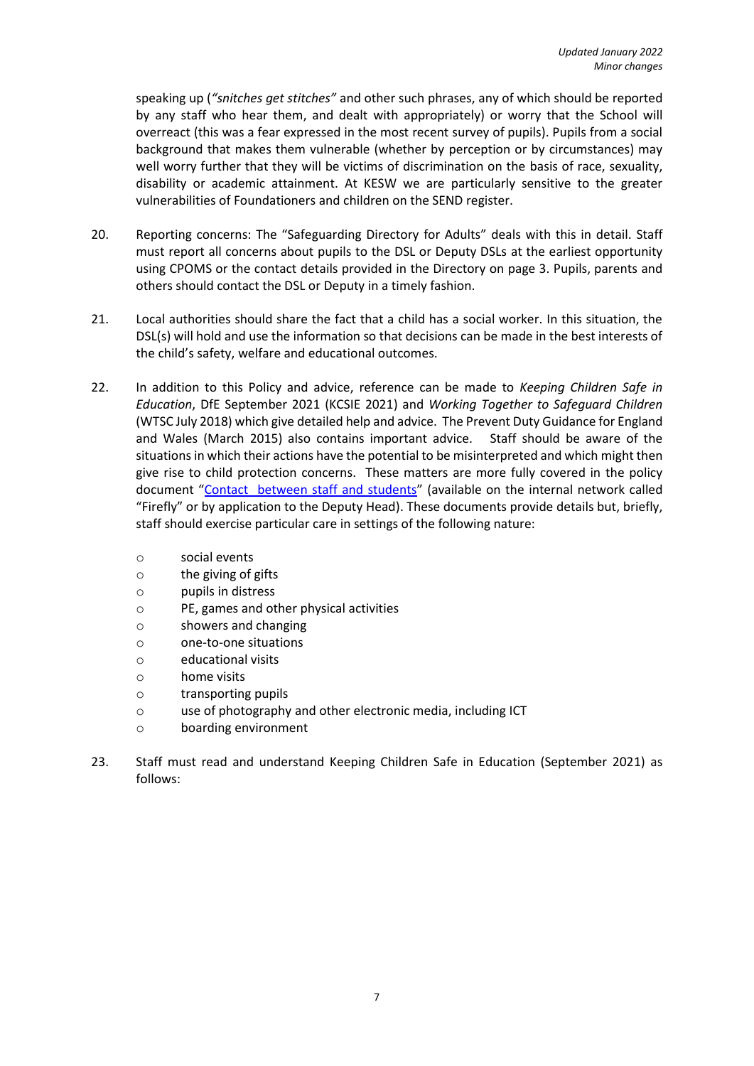speaking up (*"snitches get stitches"* and other such phrases, any of which should be reported by any staff who hear them, and dealt with appropriately) or worry that the School will overreact (this was a fear expressed in the most recent survey of pupils). Pupils from a social background that makes them vulnerable (whether by perception or by circumstances) may well worry further that they will be victims of discrimination on the basis of race, sexuality, disability or academic attainment. At KESW we are particularly sensitive to the greater vulnerabilities of Foundationers and children on the SEND register.

20. Reporting concerns: The "Safeguarding Directory for Adults" deals with this in detail. Staff must report all concerns about pupils to the DSL or Deputy DSLs at the earliest opportunity using CPOMS or the contact details provided in the Directory on page 3. Pupils, parents and others should contact the DSL or Deputy in a timely fashion.

21. Local authorities should share the fact that a child has a social worker. In this situation, the DSL(s) will hold and use the information so that decisions can be made in the best interests of the child's safety, welfare and educational outcomes.

22. In addition to this Policy and advice, reference can be made to *Keeping Children Safe in Education*, DfE September 2021 (KCSIE 2021) and *Working Together to Safeguard Children* (WTSC July 2018) which give detailed help and advice. The Prevent Duty Guidance for England and Wales (March 2015) also contains important advice. Staff should be aware of the situations in which their actions have the potential to be misinterpreted and which might then give rise to child protection concerns. These matters are more fully covered in the policy document "Contact between staff and students" (available on the internal network called "Firefly" or by application to the Deputy Head). These documents provide details but, briefly, staff should exercise particular care in settings of the following nature:

    - social events
    - the giving of gifts
    - pupils in distress
    - PE, games and other physical activities
    - showers and changing
    - one-to-one situations
    - educational visits
    - home visits
    - transporting pupils
    - use of photography and other electronic media, including ICT
    - boarding environment

23. Staff must read and understand Keeping Children Safe in Education (September 2021) as follows: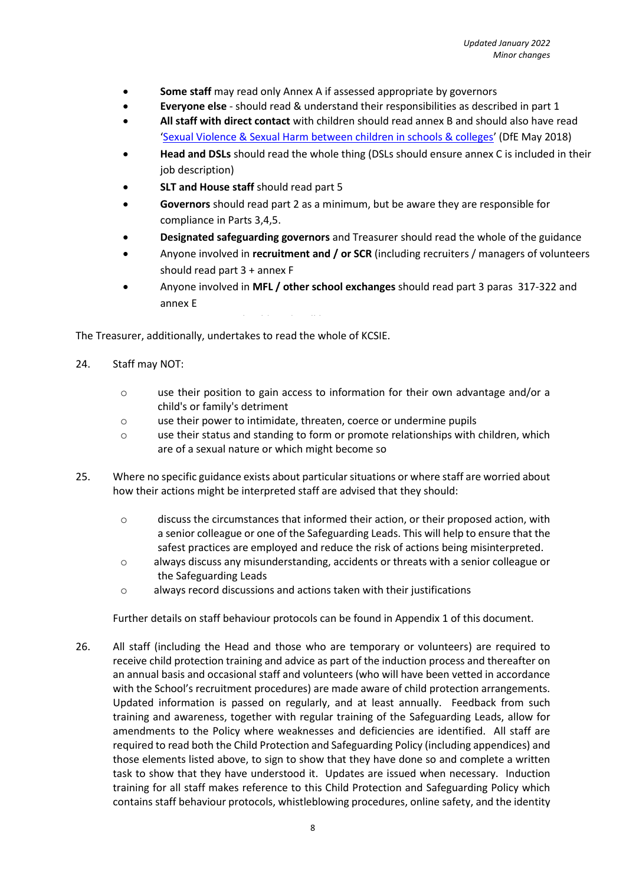- **Some staff** may read only Annex A if assessed appropriate by governors
- **Everyone else** - should read & understand their responsibilities as described in part 1
- **All staff with direct contact** with children should read annex B and should also have read '[Sexual Violence & Sexual Harm between children in schools & colleges](#)' (DfE May 2018)
- **Head and DSLs** should read the whole thing (DSLs should ensure annex C is included in their job description)
- **SLT and House staff** should read part 5
- **Governors** should read part 2 as a minimum, but be aware they are responsible for compliance in Parts 3,4,5.
- **Designated safeguarding governors** and Treasurer should read the whole of the guidance
- Anyone involved in **recruitment and / or SCR** (including recruiters / managers of volunteers should read part 3 + annex F
- Anyone involved in **MFL / other school exchanges** should read part 3 paras 317-322 and annex E

The Treasurer, additionally, undertakes to read the whole of KCSIE.

24. Staff may NOT:

    - use their position to gain access to information for their own advantage and/or a child's or family's detriment
    - use their power to intimidate, threaten, coerce or undermine pupils
    - use their status and standing to form or promote relationships with children, which are of a sexual nature or which might become so

25. Where no specific guidance exists about particular situations or where staff are worried about how their actions might be interpreted staff are advised that they should:

    - discuss the circumstances that informed their action, or their proposed action, with a senior colleague or one of the Safeguarding Leads. This will help to ensure that the safest practices are employed and reduce the risk of actions being misinterpreted.
    - always discuss any misunderstanding, accidents or threats with a senior colleague or the Safeguarding Leads
    - always record discussions and actions taken with their justifications

    Further details on staff behaviour protocols can be found in Appendix 1 of this document.

26. All staff (including the Head and those who are temporary or volunteers) are required to receive child protection training and advice as part of the induction process and thereafter on an annual basis and occasional staff and volunteers (who will have been vetted in accordance with the School's recruitment procedures) are made aware of child protection arrangements. Updated information is passed on regularly, and at least annually. Feedback from such training and awareness, together with regular training of the Safeguarding Leads, allow for amendments to the Policy where weaknesses and deficiencies are identified. All staff are required to read both the Child Protection and Safeguarding Policy (including appendices) and those elements listed above, to sign to show that they have done so and complete a written task to show that they have understood it. Updates are issued when necessary. Induction training for all staff makes reference to this Child Protection and Safeguarding Policy which contains staff behaviour protocols, whistleblowing procedures, online safety, and the identity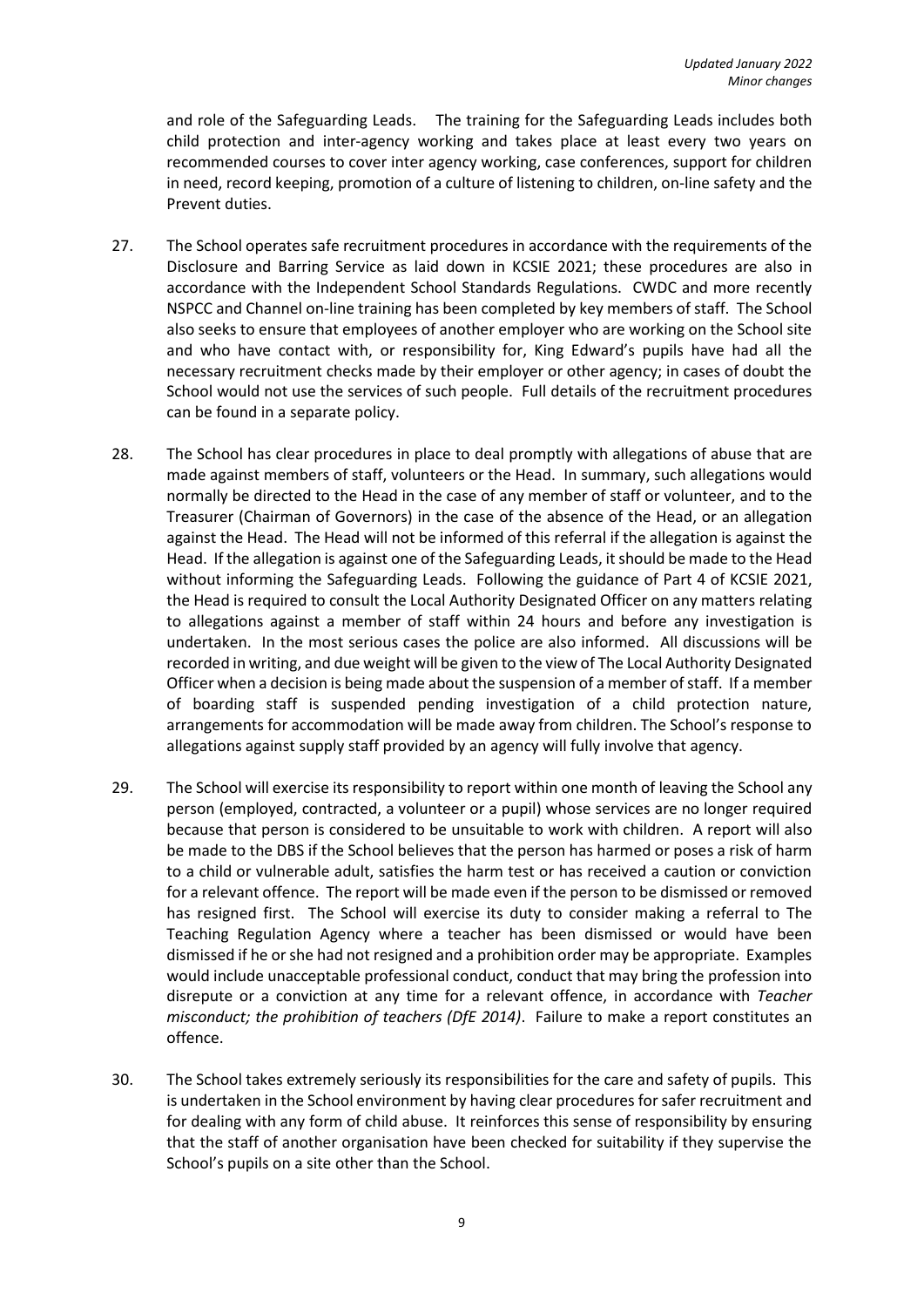and role of the Safeguarding Leads. The training for the Safeguarding Leads includes both child protection and inter-agency working and takes place at least every two years on recommended courses to cover inter agency working, case conferences, support for children in need, record keeping, promotion of a culture of listening to children, on-line safety and the Prevent duties.

27. The School operates safe recruitment procedures in accordance with the requirements of the Disclosure and Barring Service as laid down in KCSIE 2021; these procedures are also in accordance with the Independent School Standards Regulations. CWDC and more recently NSPCC and Channel on-line training has been completed by key members of staff. The School also seeks to ensure that employees of another employer who are working on the School site and who have contact with, or responsibility for, King Edward's pupils have had all the necessary recruitment checks made by their employer or other agency; in cases of doubt the School would not use the services of such people. Full details of the recruitment procedures can be found in a separate policy.

28. The School has clear procedures in place to deal promptly with allegations of abuse that are made against members of staff, volunteers or the Head. In summary, such allegations would normally be directed to the Head in the case of any member of staff or volunteer, and to the Treasurer (Chairman of Governors) in the case of the absence of the Head, or an allegation against the Head. The Head will not be informed of this referral if the allegation is against the Head. If the allegation is against one of the Safeguarding Leads, it should be made to the Head without informing the Safeguarding Leads. Following the guidance of Part 4 of KCSIE 2021, the Head is required to consult the Local Authority Designated Officer on any matters relating to allegations against a member of staff within 24 hours and before any investigation is undertaken. In the most serious cases the police are also informed. All discussions will be recorded in writing, and due weight will be given to the view of The Local Authority Designated Officer when a decision is being made about the suspension of a member of staff. If a member of boarding staff is suspended pending investigation of a child protection nature, arrangements for accommodation will be made away from children. The School's response to allegations against supply staff provided by an agency will fully involve that agency.

29. The School will exercise its responsibility to report within one month of leaving the School any person (employed, contracted, a volunteer or a pupil) whose services are no longer required because that person is considered to be unsuitable to work with children. A report will also be made to the DBS if the School believes that the person has harmed or poses a risk of harm to a child or vulnerable adult, satisfies the harm test or has received a caution or conviction for a relevant offence. The report will be made even if the person to be dismissed or removed has resigned first. The School will exercise its duty to consider making a referral to The Teaching Regulation Agency where a teacher has been dismissed or would have been dismissed if he or she had not resigned and a prohibition order may be appropriate. Examples would include unacceptable professional conduct, conduct that may bring the profession into disrepute or a conviction at any time for a relevant offence, in accordance with *Teacher misconduct; the prohibition of teachers (DfE 2014)*. Failure to make a report constitutes an offence.

30. The School takes extremely seriously its responsibilities for the care and safety of pupils. This is undertaken in the School environment by having clear procedures for safer recruitment and for dealing with any form of child abuse. It reinforces this sense of responsibility by ensuring that the staff of another organisation have been checked for suitability if they supervise the School's pupils on a site other than the School.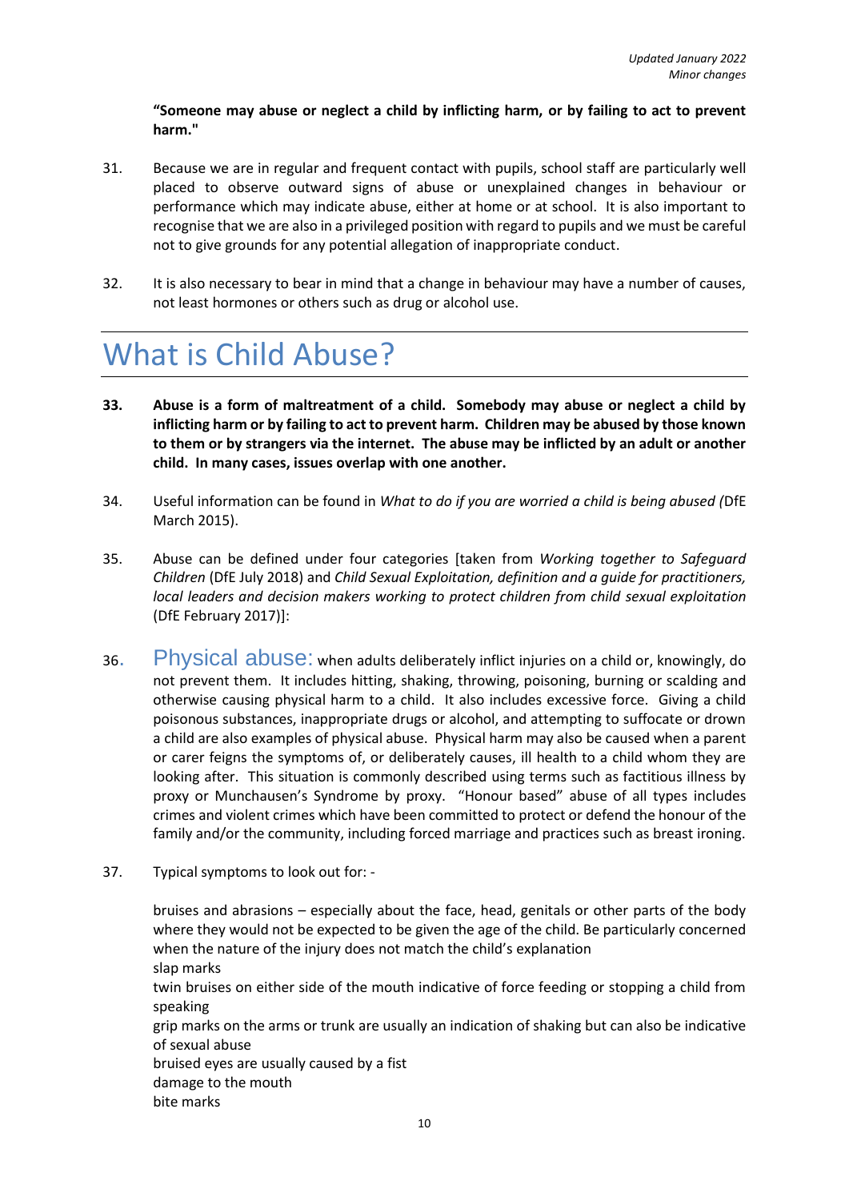**"Someone may abuse or neglect a child by inflicting harm, or by failing to act to prevent harm."**

31. Because we are in regular and frequent contact with pupils, school staff are particularly well placed to observe outward signs of abuse or unexplained changes in behaviour or performance which may indicate abuse, either at home or at school. It is also important to recognise that we are also in a privileged position with regard to pupils and we must be careful not to give grounds for any potential allegation of inappropriate conduct.

32. It is also necessary to bear in mind that a change in behaviour may have a number of causes, not least hormones or others such as drug or alcohol use.

# What is Child Abuse?

**33. Abuse is a form of maltreatment of a child. Somebody may abuse or neglect a child by inflicting harm or by failing to act to prevent harm. Children may be abused by those known to them or by strangers via the internet. The abuse may be inflicted by an adult or another child. In many cases, issues overlap with one another.**

34. Useful information can be found in *What to do if you are worried a child is being abused (*DfE March 2015).

35. Abuse can be defined under four categories [taken from *Working together to Safeguard Children* (DfE July 2018) and *Child Sexual Exploitation, definition and a guide for practitioners, local leaders and decision makers working to protect children from child sexual exploitation* (DfE February 2017)]:

36. **Physical abuse:** when adults deliberately inflict injuries on a child or, knowingly, do not prevent them. It includes hitting, shaking, throwing, poisoning, burning or scalding and otherwise causing physical harm to a child. It also includes excessive force. Giving a child poisonous substances, inappropriate drugs or alcohol, and attempting to suffocate or drown a child are also examples of physical abuse. Physical harm may also be caused when a parent or carer feigns the symptoms of, or deliberately causes, ill health to a child whom they are looking after. This situation is commonly described using terms such as factitious illness by proxy or Munchausen's Syndrome by proxy. "Honour based" abuse of all types includes crimes and violent crimes which have been committed to protect or defend the honour of the family and/or the community, including forced marriage and practices such as breast ironing.

37. Typical symptoms to look out for: -

bruises and abrasions – especially about the face, head, genitals or other parts of the body where they would not be expected to be given the age of the child. Be particularly concerned when the nature of the injury does not match the child's explanation
slap marks
twin bruises on either side of the mouth indicative of force feeding or stopping a child from speaking
grip marks on the arms or trunk are usually an indication of shaking but can also be indicative of sexual abuse
bruised eyes are usually caused by a fist
damage to the mouth
bite marks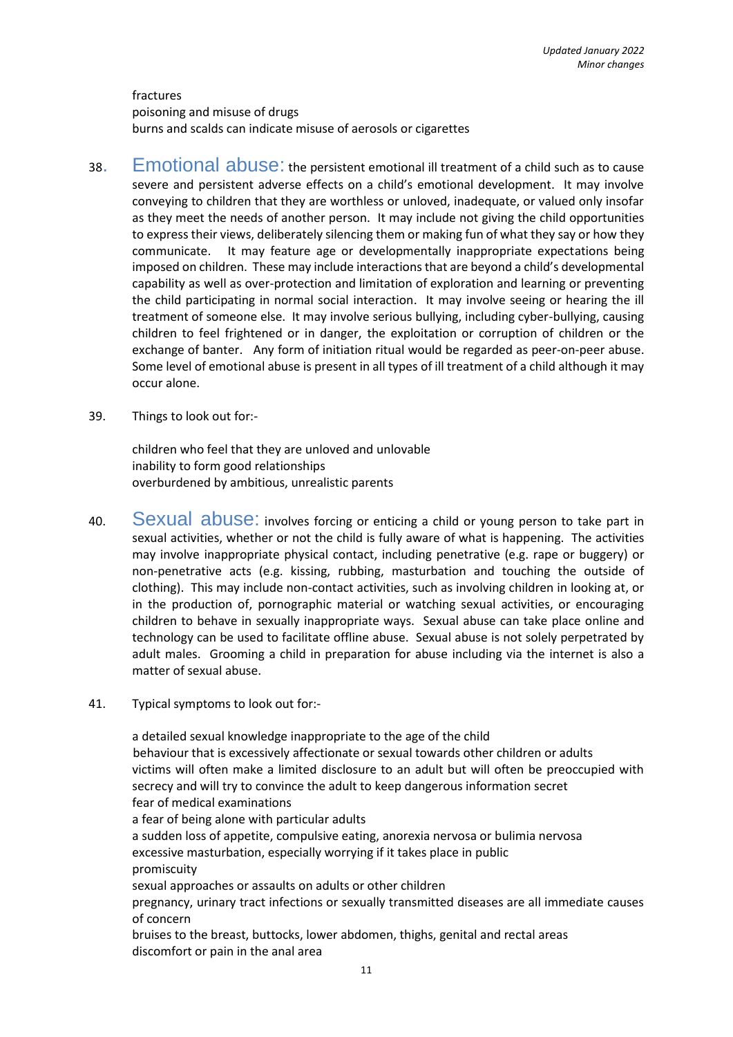fractures
poisoning and misuse of drugs
burns and scalds can indicate misuse of aerosols or cigarettes

38. **Emotional abuse:** the persistent emotional ill treatment of a child such as to cause severe and persistent adverse effects on a child's emotional development. It may involve conveying to children that they are worthless or unloved, inadequate, or valued only insofar as they meet the needs of another person. It may include not giving the child opportunities to express their views, deliberately silencing them or making fun of what they say or how they communicate. It may feature age or developmentally inappropriate expectations being imposed on children. These may include interactions that are beyond a child's developmental capability as well as over-protection and limitation of exploration and learning or preventing the child participating in normal social interaction. It may involve seeing or hearing the ill treatment of someone else. It may involve serious bullying, including cyber-bullying, causing children to feel frightened or in danger, the exploitation or corruption of children or the exchange of banter. Any form of initiation ritual would be regarded as peer-on-peer abuse. Some level of emotional abuse is present in all types of ill treatment of a child although it may occur alone.

39. Things to look out for:-

children who feel that they are unloved and unlovable
inability to form good relationships
overburdened by ambitious, unrealistic parents

40. **Sexual abuse:** involves forcing or enticing a child or young person to take part in sexual activities, whether or not the child is fully aware of what is happening. The activities may involve inappropriate physical contact, including penetrative (e.g. rape or buggery) or non-penetrative acts (e.g. kissing, rubbing, masturbation and touching the outside of clothing). This may include non-contact activities, such as involving children in looking at, or in the production of, pornographic material or watching sexual activities, or encouraging children to behave in sexually inappropriate ways. Sexual abuse can take place online and technology can be used to facilitate offline abuse. Sexual abuse is not solely perpetrated by adult males. Grooming a child in preparation for abuse including via the internet is also a matter of sexual abuse.

41. Typical symptoms to look out for:-

a detailed sexual knowledge inappropriate to the age of the child
behaviour that is excessively affectionate or sexual towards other children or adults
victims will often make a limited disclosure to an adult but will often be preoccupied with secrecy and will try to convince the adult to keep dangerous information secret
fear of medical examinations
a fear of being alone with particular adults
a sudden loss of appetite, compulsive eating, anorexia nervosa or bulimia nervosa
excessive masturbation, especially worrying if it takes place in public
promiscuity
sexual approaches or assaults on adults or other children
pregnancy, urinary tract infections or sexually transmitted diseases are all immediate causes of concern
bruises to the breast, buttocks, lower abdomen, thighs, genital and rectal areas
discomfort or pain in the anal area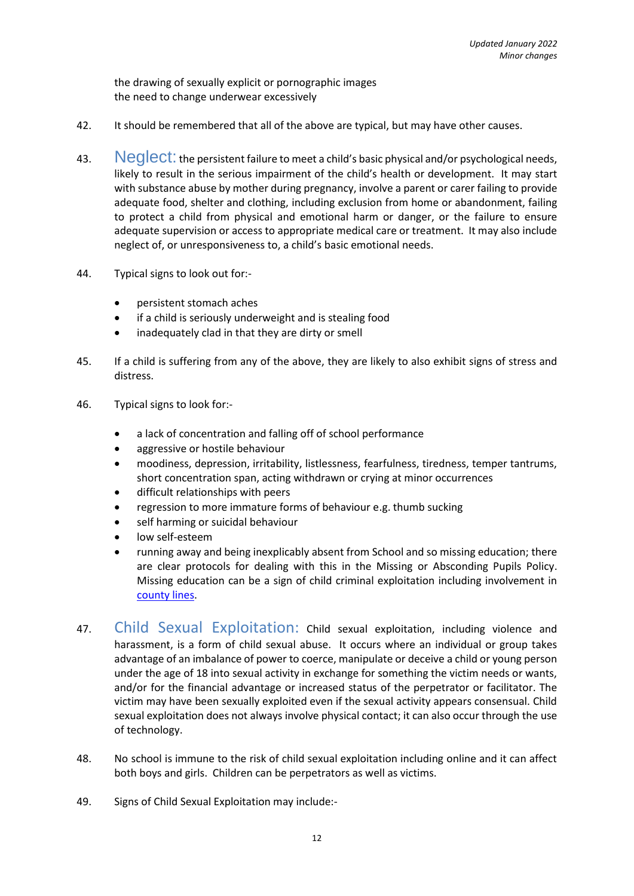the drawing of sexually explicit or pornographic images
the need to change underwear excessively

42. It should be remembered that all of the above are typical, but may have other causes.

43. **Neglect:** the persistent failure to meet a child's basic physical and/or psychological needs, likely to result in the serious impairment of the child's health or development. It may start with substance abuse by mother during pregnancy, involve a parent or carer failing to provide adequate food, shelter and clothing, including exclusion from home or abandonment, failing to protect a child from physical and emotional harm or danger, or the failure to ensure adequate supervision or access to appropriate medical care or treatment. It may also include neglect of, or unresponsiveness to, a child's basic emotional needs.

44. Typical signs to look out for:-

- persistent stomach aches
- if a child is seriously underweight and is stealing food
- inadequately clad in that they are dirty or smell

45. If a child is suffering from any of the above, they are likely to also exhibit signs of stress and distress.

46. Typical signs to look for:-

- a lack of concentration and falling off of school performance
- aggressive or hostile behaviour
- moodiness, depression, irritability, listlessness, fearfulness, tiredness, temper tantrums, short concentration span, acting withdrawn or crying at minor occurrences
- difficult relationships with peers
- regression to more immature forms of behaviour e.g. thumb sucking
- self harming or suicidal behaviour
- low self-esteem
- running away and being inexplicably absent from School and so missing education; there are clear protocols for dealing with this in the Missing or Absconding Pupils Policy. Missing education can be a sign of child criminal exploitation including involvement in county lines.

47. **Child Sexual Exploitation:** Child sexual exploitation, including violence and harassment, is a form of child sexual abuse. It occurs where an individual or group takes advantage of an imbalance of power to coerce, manipulate or deceive a child or young person under the age of 18 into sexual activity in exchange for something the victim needs or wants, and/or for the financial advantage or increased status of the perpetrator or facilitator. The victim may have been sexually exploited even if the sexual activity appears consensual. Child sexual exploitation does not always involve physical contact; it can also occur through the use of technology.

48. No school is immune to the risk of child sexual exploitation including online and it can affect both boys and girls. Children can be perpetrators as well as victims.

49. Signs of Child Sexual Exploitation may include:-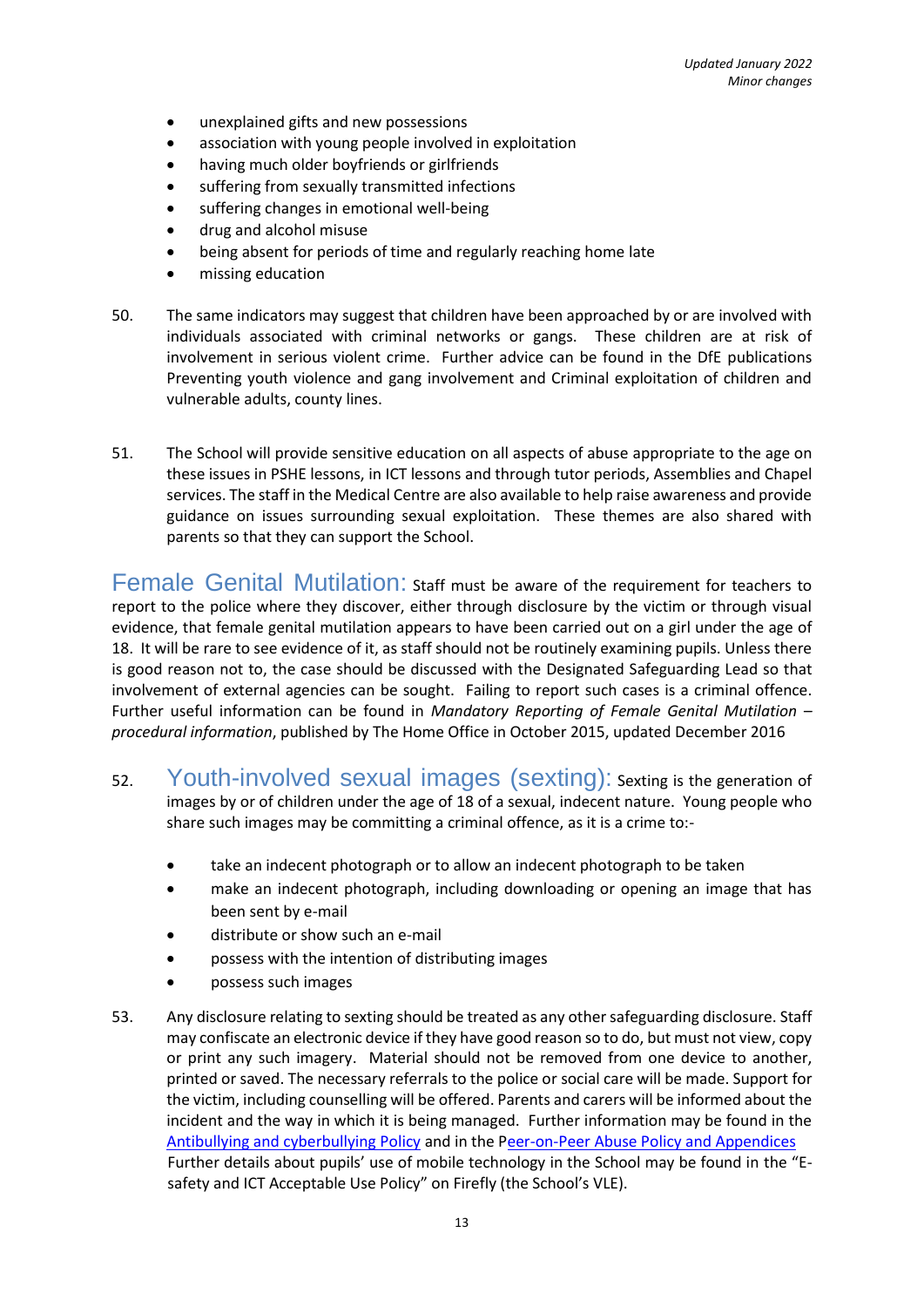- unexplained gifts and new possessions
- association with young people involved in exploitation
- having much older boyfriends or girlfriends
- suffering from sexually transmitted infections
- suffering changes in emotional well-being
- drug and alcohol misuse
- being absent for periods of time and regularly reaching home late
- missing education

50. The same indicators may suggest that children have been approached by or are involved with individuals associated with criminal networks or gangs. These children are at risk of involvement in serious violent crime. Further advice can be found in the DfE publications Preventing youth violence and gang involvement and Criminal exploitation of children and vulnerable adults, county lines.

51. The School will provide sensitive education on all aspects of abuse appropriate to the age on these issues in PSHE lessons, in ICT lessons and through tutor periods, Assemblies and Chapel services. The staff in the Medical Centre are also available to help raise awareness and provide guidance on issues surrounding sexual exploitation. These themes are also shared with parents so that they can support the School.

## Female Genital Mutilation:

Staff must be aware of the requirement for teachers to report to the police where they discover, either through disclosure by the victim or through visual evidence, that female genital mutilation appears to have been carried out on a girl under the age of 18. It will be rare to see evidence of it, as staff should not be routinely examining pupils. Unless there is good reason not to, the case should be discussed with the Designated Safeguarding Lead so that involvement of external agencies can be sought. Failing to report such cases is a criminal offence. Further useful information can be found in *Mandatory Reporting of Female Genital Mutilation – procedural information*, published by The Home Office in October 2015, updated December 2016

52. ## Youth-involved sexual images (sexting):

Sexting is the generation of images by or of children under the age of 18 of a sexual, indecent nature. Young people who share such images may be committing a criminal offence, as it is a crime to:-

- take an indecent photograph or to allow an indecent photograph to be taken
- make an indecent photograph, including downloading or opening an image that has been sent by e-mail
- distribute or show such an e-mail
- possess with the intention of distributing images
- possess such images

53. Any disclosure relating to sexting should be treated as any other safeguarding disclosure. Staff may confiscate an electronic device if they have good reason so to do, but must not view, copy or print any such imagery. Material should not be removed from one device to another, printed or saved. The necessary referrals to the police or social care will be made. Support for the victim, including counselling will be offered. Parents and carers will be informed about the incident and the way in which it is being managed. Further information may be found in the Antibullying and cyberbullying Policy and in the Peer-on-Peer Abuse Policy and Appendices Further details about pupils' use of mobile technology in the School may be found in the "E-safety and ICT Acceptable Use Policy" on Firefly (the School's VLE).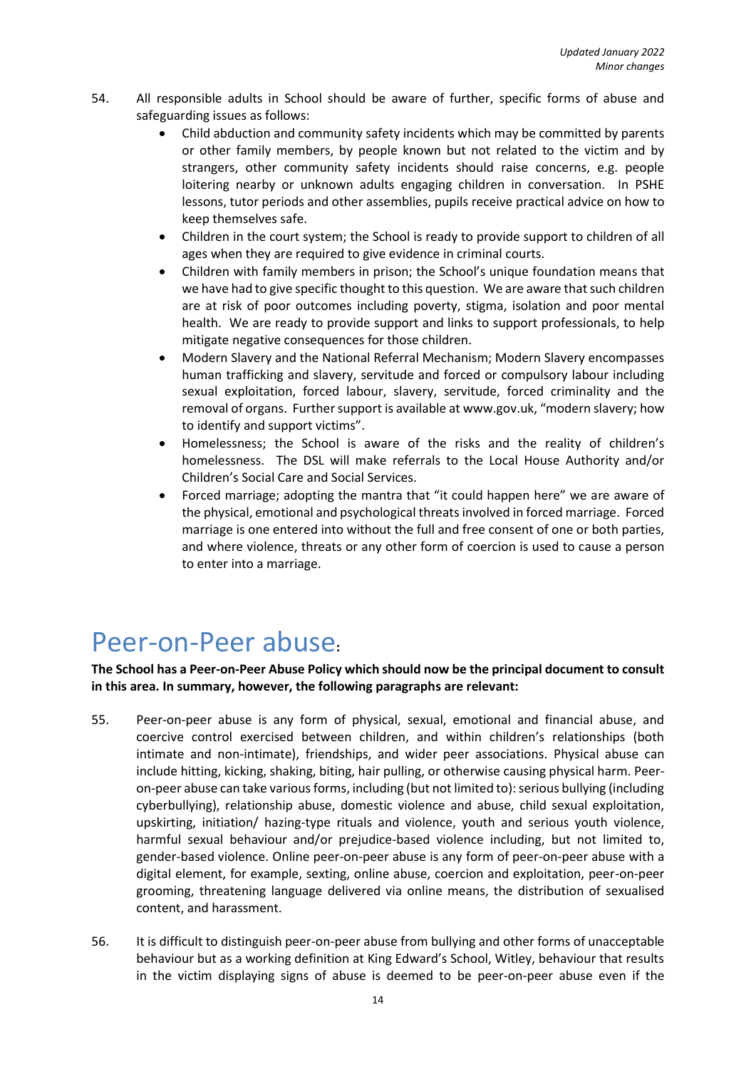54. All responsible adults in School should be aware of further, specific forms of abuse and safeguarding issues as follows:
    - Child abduction and community safety incidents which may be committed by parents or other family members, by people known but not related to the victim and by strangers, other community safety incidents should raise concerns, e.g. people loitering nearby or unknown adults engaging children in conversation. In PSHE lessons, tutor periods and other assemblies, pupils receive practical advice on how to keep themselves safe.
    - Children in the court system; the School is ready to provide support to children of all ages when they are required to give evidence in criminal courts.
    - Children with family members in prison; the School's unique foundation means that we have had to give specific thought to this question. We are aware that such children are at risk of poor outcomes including poverty, stigma, isolation and poor mental health. We are ready to provide support and links to support professionals, to help mitigate negative consequences for those children.
    - Modern Slavery and the National Referral Mechanism; Modern Slavery encompasses human trafficking and slavery, servitude and forced or compulsory labour including sexual exploitation, forced labour, slavery, servitude, forced criminality and the removal of organs. Further support is available at www.gov.uk, "modern slavery; how to identify and support victims".
    - Homelessness; the School is aware of the risks and the reality of children's homelessness. The DSL will make referrals to the Local House Authority and/or Children's Social Care and Social Services.
    - Forced marriage; adopting the mantra that "it could happen here" we are aware of the physical, emotional and psychological threats involved in forced marriage. Forced marriage is one entered into without the full and free consent of one or both parties, and where violence, threats or any other form of coercion is used to cause a person to enter into a marriage.

# Peer-on-Peer abuse:

**The School has a Peer-on-Peer Abuse Policy which should now be the principal document to consult in this area. In summary, however, the following paragraphs are relevant:**

55. Peer-on-peer abuse is any form of physical, sexual, emotional and financial abuse, and coercive control exercised between children, and within children's relationships (both intimate and non-intimate), friendships, and wider peer associations. Physical abuse can include hitting, kicking, shaking, biting, hair pulling, or otherwise causing physical harm. Peer-on-peer abuse can take various forms, including (but not limited to): serious bullying (including cyberbullying), relationship abuse, domestic violence and abuse, child sexual exploitation, upskirting, initiation/ hazing-type rituals and violence, youth and serious youth violence, harmful sexual behaviour and/or prejudice-based violence including, but not limited to, gender-based violence. Online peer-on-peer abuse is any form of peer-on-peer abuse with a digital element, for example, sexting, online abuse, coercion and exploitation, peer-on-peer grooming, threatening language delivered via online means, the distribution of sexualised content, and harassment.

56. It is difficult to distinguish peer-on-peer abuse from bullying and other forms of unacceptable behaviour but as a working definition at King Edward's School, Witley, behaviour that results in the victim displaying signs of abuse is deemed to be peer-on-peer abuse even if the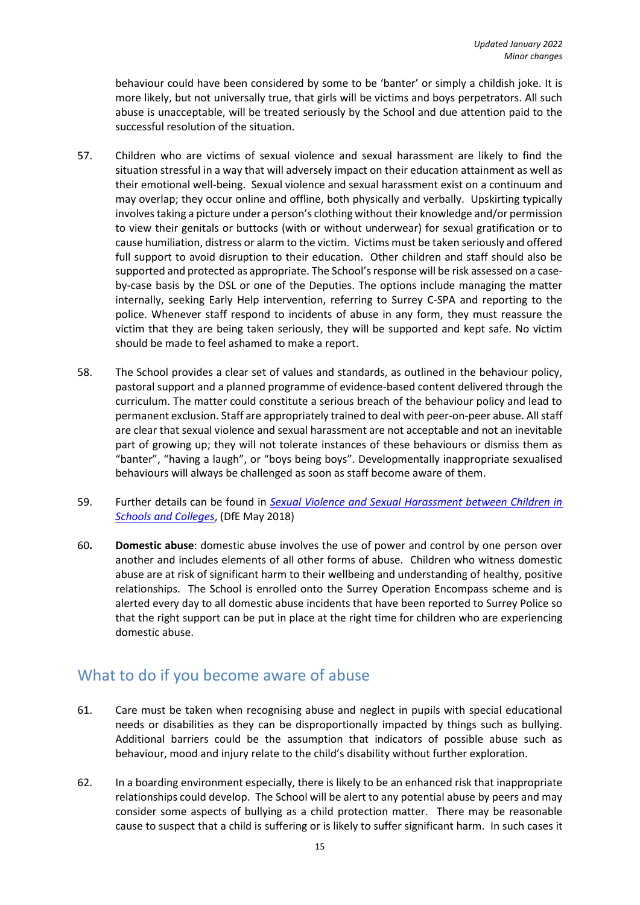behaviour could have been considered by some to be 'banter' or simply a childish joke. It is more likely, but not universally true, that girls will be victims and boys perpetrators. All such abuse is unacceptable, will be treated seriously by the School and due attention paid to the successful resolution of the situation.

57. Children who are victims of sexual violence and sexual harassment are likely to find the situation stressful in a way that will adversely impact on their education attainment as well as their emotional well-being. Sexual violence and sexual harassment exist on a continuum and may overlap; they occur online and offline, both physically and verbally. Upskirting typically involves taking a picture under a person's clothing without their knowledge and/or permission to view their genitals or buttocks (with or without underwear) for sexual gratification or to cause humiliation, distress or alarm to the victim. Victims must be taken seriously and offered full support to avoid disruption to their education. Other children and staff should also be supported and protected as appropriate. The School's response will be risk assessed on a case-by-case basis by the DSL or one of the Deputies. The options include managing the matter internally, seeking Early Help intervention, referring to Surrey C-SPA and reporting to the police. Whenever staff respond to incidents of abuse in any form, they must reassure the victim that they are being taken seriously, they will be supported and kept safe. No victim should be made to feel ashamed to make a report.

58. The School provides a clear set of values and standards, as outlined in the behaviour policy, pastoral support and a planned programme of evidence-based content delivered through the curriculum. The matter could constitute a serious breach of the behaviour policy and lead to permanent exclusion. Staff are appropriately trained to deal with peer-on-peer abuse. All staff are clear that sexual violence and sexual harassment are not acceptable and not an inevitable part of growing up; they will not tolerate instances of these behaviours or dismiss them as "banter", "having a laugh", or "boys being boys". Developmentally inappropriate sexualised behaviours will always be challenged as soon as staff become aware of them.

59. Further details can be found in *Sexual Violence and Sexual Harassment between Children in Schools and Colleges*, (DfE May 2018)

60. **Domestic abuse**: domestic abuse involves the use of power and control by one person over another and includes elements of all other forms of abuse. Children who witness domestic abuse are at risk of significant harm to their wellbeing and understanding of healthy, positive relationships. The School is enrolled onto the Surrey Operation Encompass scheme and is alerted every day to all domestic abuse incidents that have been reported to Surrey Police so that the right support can be put in place at the right time for children who are experiencing domestic abuse.

## What to do if you become aware of abuse

61. Care must be taken when recognising abuse and neglect in pupils with special educational needs or disabilities as they can be disproportionally impacted by things such as bullying. Additional barriers could be the assumption that indicators of possible abuse such as behaviour, mood and injury relate to the child's disability without further exploration.

62. In a boarding environment especially, there is likely to be an enhanced risk that inappropriate relationships could develop. The School will be alert to any potential abuse by peers and may consider some aspects of bullying as a child protection matter. There may be reasonable cause to suspect that a child is suffering or is likely to suffer significant harm. In such cases it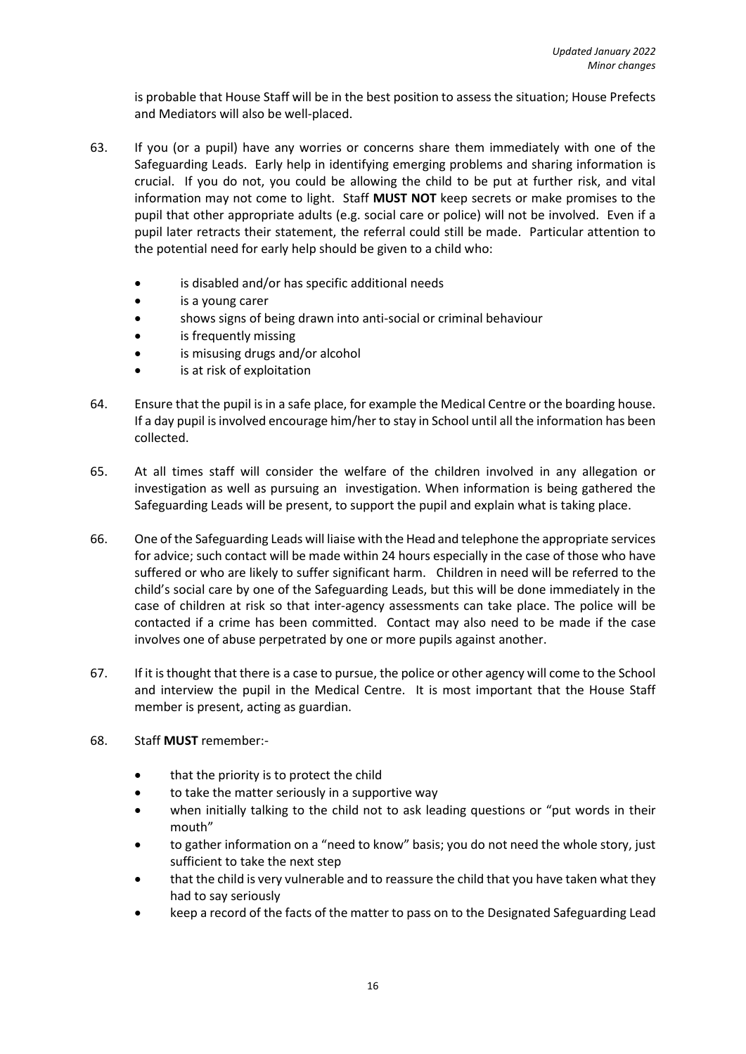is probable that House Staff will be in the best position to assess the situation; House Prefects and Mediators will also be well-placed.

63. If you (or a pupil) have any worries or concerns share them immediately with one of the Safeguarding Leads. Early help in identifying emerging problems and sharing information is crucial. If you do not, you could be allowing the child to be put at further risk, and vital information may not come to light. Staff **MUST NOT** keep secrets or make promises to the pupil that other appropriate adults (e.g. social care or police) will not be involved. Even if a pupil later retracts their statement, the referral could still be made. Particular attention to the potential need for early help should be given to a child who:

    - is disabled and/or has specific additional needs
    - is a young carer
    - shows signs of being drawn into anti-social or criminal behaviour
    - is frequently missing
    - is misusing drugs and/or alcohol
    - is at risk of exploitation

64. Ensure that the pupil is in a safe place, for example the Medical Centre or the boarding house. If a day pupil is involved encourage him/her to stay in School until all the information has been collected.

65. At all times staff will consider the welfare of the children involved in any allegation or investigation as well as pursuing an investigation. When information is being gathered the Safeguarding Leads will be present, to support the pupil and explain what is taking place.

66. One of the Safeguarding Leads will liaise with the Head and telephone the appropriate services for advice; such contact will be made within 24 hours especially in the case of those who have suffered or who are likely to suffer significant harm. Children in need will be referred to the child's social care by one of the Safeguarding Leads, but this will be done immediately in the case of children at risk so that inter-agency assessments can take place. The police will be contacted if a crime has been committed. Contact may also need to be made if the case involves one of abuse perpetrated by one or more pupils against another.

67. If it is thought that there is a case to pursue, the police or other agency will come to the School and interview the pupil in the Medical Centre. It is most important that the House Staff member is present, acting as guardian.

68. Staff **MUST** remember:-

    - that the priority is to protect the child
    - to take the matter seriously in a supportive way
    - when initially talking to the child not to ask leading questions or "put words in their mouth"
    - to gather information on a "need to know" basis; you do not need the whole story, just sufficient to take the next step
    - that the child is very vulnerable and to reassure the child that you have taken what they had to say seriously
    - keep a record of the facts of the matter to pass on to the Designated Safeguarding Lead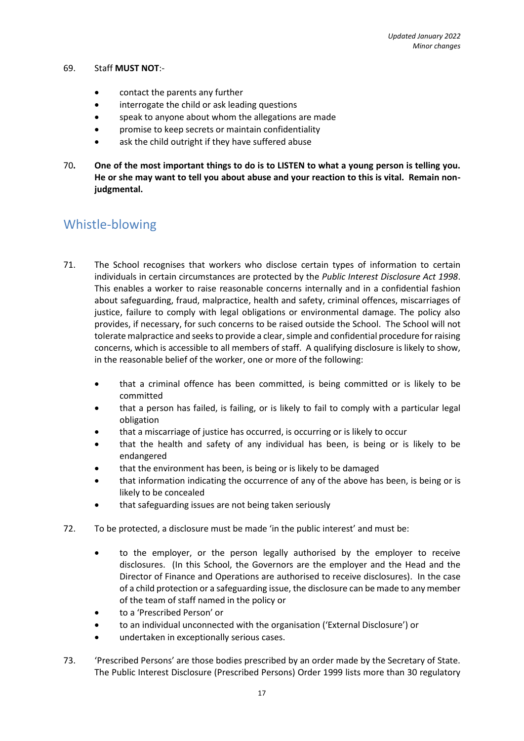69. Staff **MUST NOT**:-

- contact the parents any further
- interrogate the child or ask leading questions
- speak to anyone about whom the allegations are made
- promise to keep secrets or maintain confidentiality
- ask the child outright if they have suffered abuse

70**.** **One of the most important things to do is to LISTEN to what a young person is telling you. He or she may want to tell you about abuse and your reaction to this is vital. Remain non-judgmental.**

## Whistle-blowing

71. The School recognises that workers who disclose certain types of information to certain individuals in certain circumstances are protected by the *Public Interest Disclosure Act 1998*. This enables a worker to raise reasonable concerns internally and in a confidential fashion about safeguarding, fraud, malpractice, health and safety, criminal offences, miscarriages of justice, failure to comply with legal obligations or environmental damage. The policy also provides, if necessary, for such concerns to be raised outside the School. The School will not tolerate malpractice and seeks to provide a clear, simple and confidential procedure for raising concerns, which is accessible to all members of staff. A qualifying disclosure is likely to show, in the reasonable belief of the worker, one or more of the following:

- that a criminal offence has been committed, is being committed or is likely to be committed
- that a person has failed, is failing, or is likely to fail to comply with a particular legal obligation
- that a miscarriage of justice has occurred, is occurring or is likely to occur
- that the health and safety of any individual has been, is being or is likely to be endangered
- that the environment has been, is being or is likely to be damaged
- that information indicating the occurrence of any of the above has been, is being or is likely to be concealed
- that safeguarding issues are not being taken seriously

72. To be protected, a disclosure must be made 'in the public interest' and must be:

- to the employer, or the person legally authorised by the employer to receive disclosures. (In this School, the Governors are the employer and the Head and the Director of Finance and Operations are authorised to receive disclosures). In the case of a child protection or a safeguarding issue, the disclosure can be made to any member of the team of staff named in the policy or
- to a 'Prescribed Person' or
- to an individual unconnected with the organisation ('External Disclosure') or
- undertaken in exceptionally serious cases.

73. 'Prescribed Persons' are those bodies prescribed by an order made by the Secretary of State. The Public Interest Disclosure (Prescribed Persons) Order 1999 lists more than 30 regulatory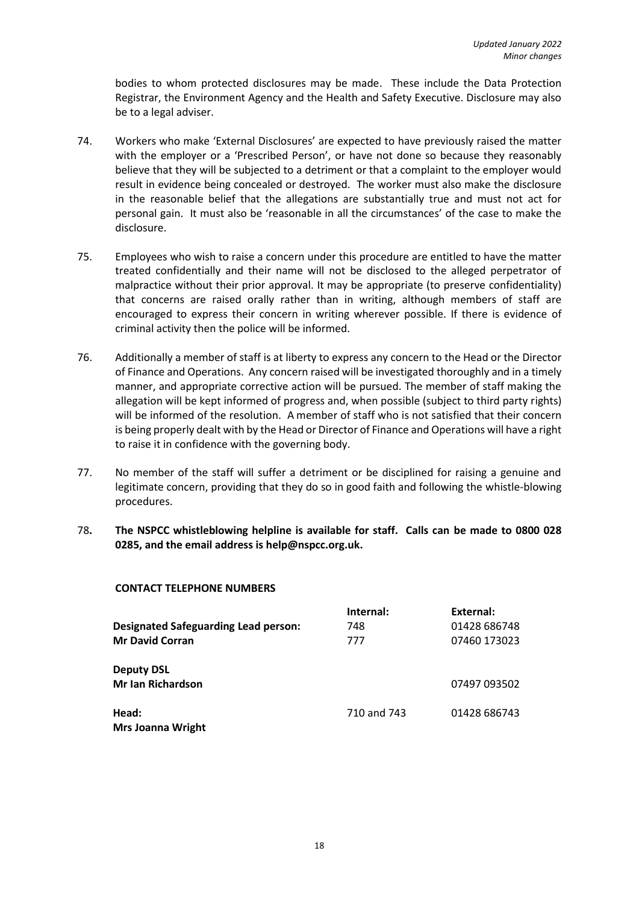bodies to whom protected disclosures may be made. These include the Data Protection Registrar, the Environment Agency and the Health and Safety Executive. Disclosure may also be to a legal adviser.

74. Workers who make 'External Disclosures' are expected to have previously raised the matter with the employer or a 'Prescribed Person', or have not done so because they reasonably believe that they will be subjected to a detriment or that a complaint to the employer would result in evidence being concealed or destroyed. The worker must also make the disclosure in the reasonable belief that the allegations are substantially true and must not act for personal gain. It must also be 'reasonable in all the circumstances' of the case to make the disclosure.

75. Employees who wish to raise a concern under this procedure are entitled to have the matter treated confidentially and their name will not be disclosed to the alleged perpetrator of malpractice without their prior approval. It may be appropriate (to preserve confidentiality) that concerns are raised orally rather than in writing, although members of staff are encouraged to express their concern in writing wherever possible. If there is evidence of criminal activity then the police will be informed.

76. Additionally a member of staff is at liberty to express any concern to the Head or the Director of Finance and Operations. Any concern raised will be investigated thoroughly and in a timely manner, and appropriate corrective action will be pursued. The member of staff making the allegation will be kept informed of progress and, when possible (subject to third party rights) will be informed of the resolution. A member of staff who is not satisfied that their concern is being properly dealt with by the Head or Director of Finance and Operations will have a right to raise it in confidence with the governing body.

77. No member of the staff will suffer a detriment or be disciplined for raising a genuine and legitimate concern, providing that they do so in good faith and following the whistle-blowing procedures.

78. **The NSPCC whistleblowing helpline is available for staff. Calls can be made to 0800 028 0285, and the email address is help@nspcc.org.uk.**

**CONTACT TELEPHONE NUMBERS**

| | **Internal:** | **External:** |
|---|---|---|
| **Designated Safeguarding Lead person:** | 748 | 01428 686748 |
| **Mr David Corran** | 777 | 07460 173023 |
| **Deputy DSL** | | |
| **Mr Ian Richardson** | | 07497 093502 |
| **Head:** | 710 and 743 | 01428 686743 |
| **Mrs Joanna Wright** | | |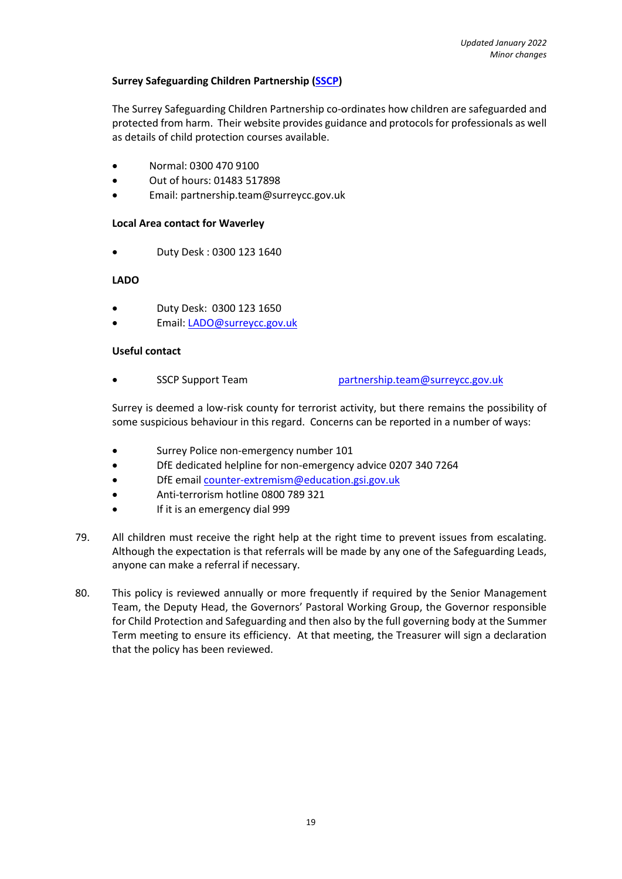*Updated January 2022*
*Minor changes*

**Surrey Safeguarding Children Partnership (SSCP)**

The Surrey Safeguarding Children Partnership co-ordinates how children are safeguarded and protected from harm. Their website provides guidance and protocols for professionals as well as details of child protection courses available.

- Normal: 0300 470 9100
- Out of hours: 01483 517898
- Email: partnership.team@surreycc.gov.uk

**Local Area contact for Waverley**

- Duty Desk : 0300 123 1640

**LADO**

- Duty Desk: 0300 123 1650
- Email: LADO@surreycc.gov.uk

**Useful contact**

- SSCP Support Team partnership.team@surreycc.gov.uk

Surrey is deemed a low-risk county for terrorist activity, but there remains the possibility of some suspicious behaviour in this regard. Concerns can be reported in a number of ways:

- Surrey Police non-emergency number 101
- DfE dedicated helpline for non-emergency advice 0207 340 7264
- DfE email counter-extremism@education.gsi.gov.uk
- Anti-terrorism hotline 0800 789 321
- If it is an emergency dial 999

79. All children must receive the right help at the right time to prevent issues from escalating. Although the expectation is that referrals will be made by any one of the Safeguarding Leads, anyone can make a referral if necessary.

80. This policy is reviewed annually or more frequently if required by the Senior Management Team, the Deputy Head, the Governors' Pastoral Working Group, the Governor responsible for Child Protection and Safeguarding and then also by the full governing body at the Summer Term meeting to ensure its efficiency. At that meeting, the Treasurer will sign a declaration that the policy has been reviewed.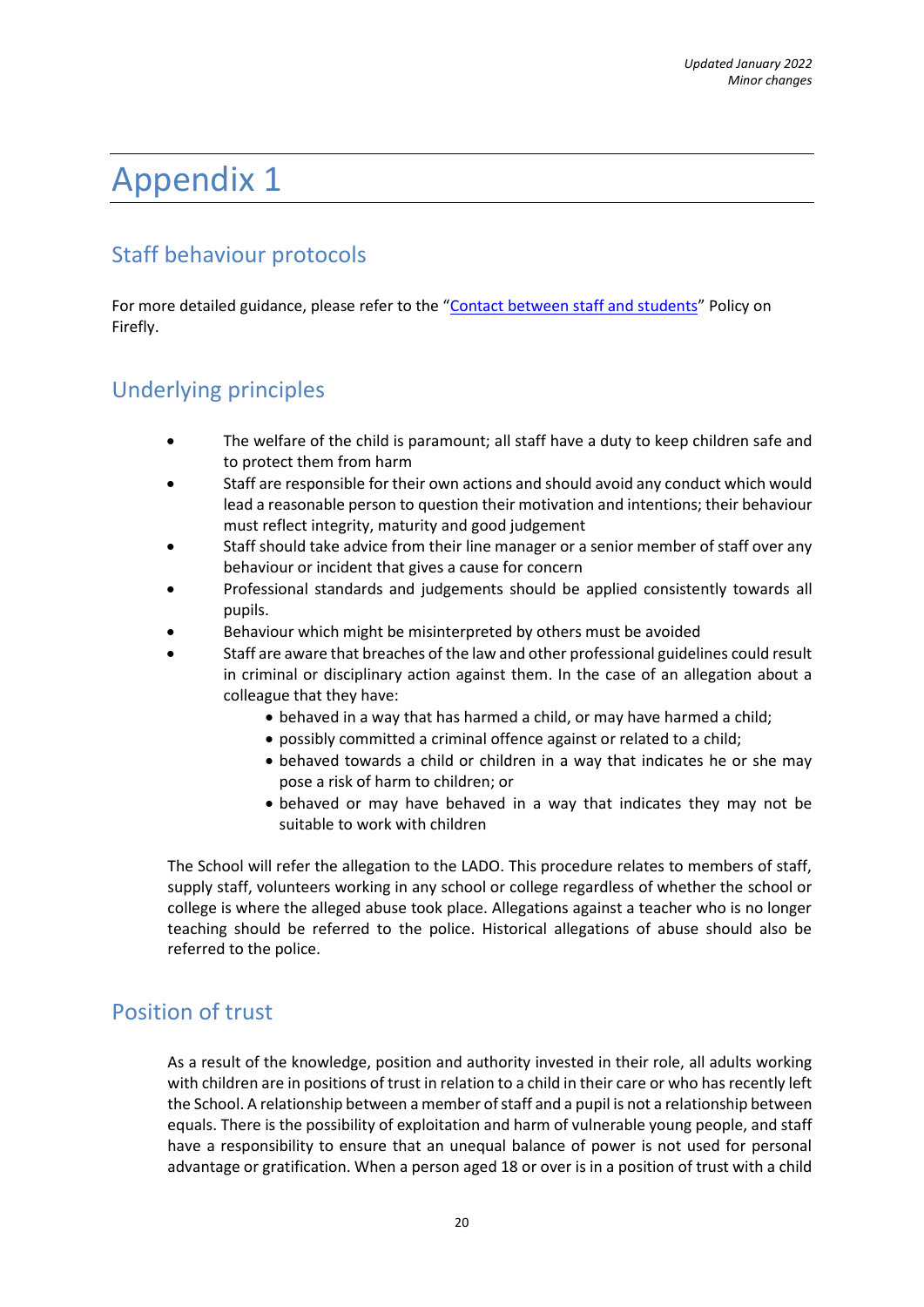*Updated January 2022*
*Minor changes*

# Appendix 1

## Staff behaviour protocols

For more detailed guidance, please refer to the "Contact between staff and students" Policy on Firefly.

## Underlying principles

- The welfare of the child is paramount; all staff have a duty to keep children safe and to protect them from harm
- Staff are responsible for their own actions and should avoid any conduct which would lead a reasonable person to question their motivation and intentions; their behaviour must reflect integrity, maturity and good judgement
- Staff should take advice from their line manager or a senior member of staff over any behaviour or incident that gives a cause for concern
- Professional standards and judgements should be applied consistently towards all pupils.
- Behaviour which might be misinterpreted by others must be avoided
- Staff are aware that breaches of the law and other professional guidelines could result in criminal or disciplinary action against them. In the case of an allegation about a colleague that they have:
    - behaved in a way that has harmed a child, or may have harmed a child;
    - possibly committed a criminal offence against or related to a child;
    - behaved towards a child or children in a way that indicates he or she may pose a risk of harm to children; or
    - behaved or may have behaved in a way that indicates they may not be suitable to work with children

The School will refer the allegation to the LADO. This procedure relates to members of staff, supply staff, volunteers working in any school or college regardless of whether the school or college is where the alleged abuse took place. Allegations against a teacher who is no longer teaching should be referred to the police. Historical allegations of abuse should also be referred to the police.

## Position of trust

As a result of the knowledge, position and authority invested in their role, all adults working with children are in positions of trust in relation to a child in their care or who has recently left the School. A relationship between a member of staff and a pupil is not a relationship between equals. There is the possibility of exploitation and harm of vulnerable young people, and staff have a responsibility to ensure that an unequal balance of power is not used for personal advantage or gratification. When a person aged 18 or over is in a position of trust with a child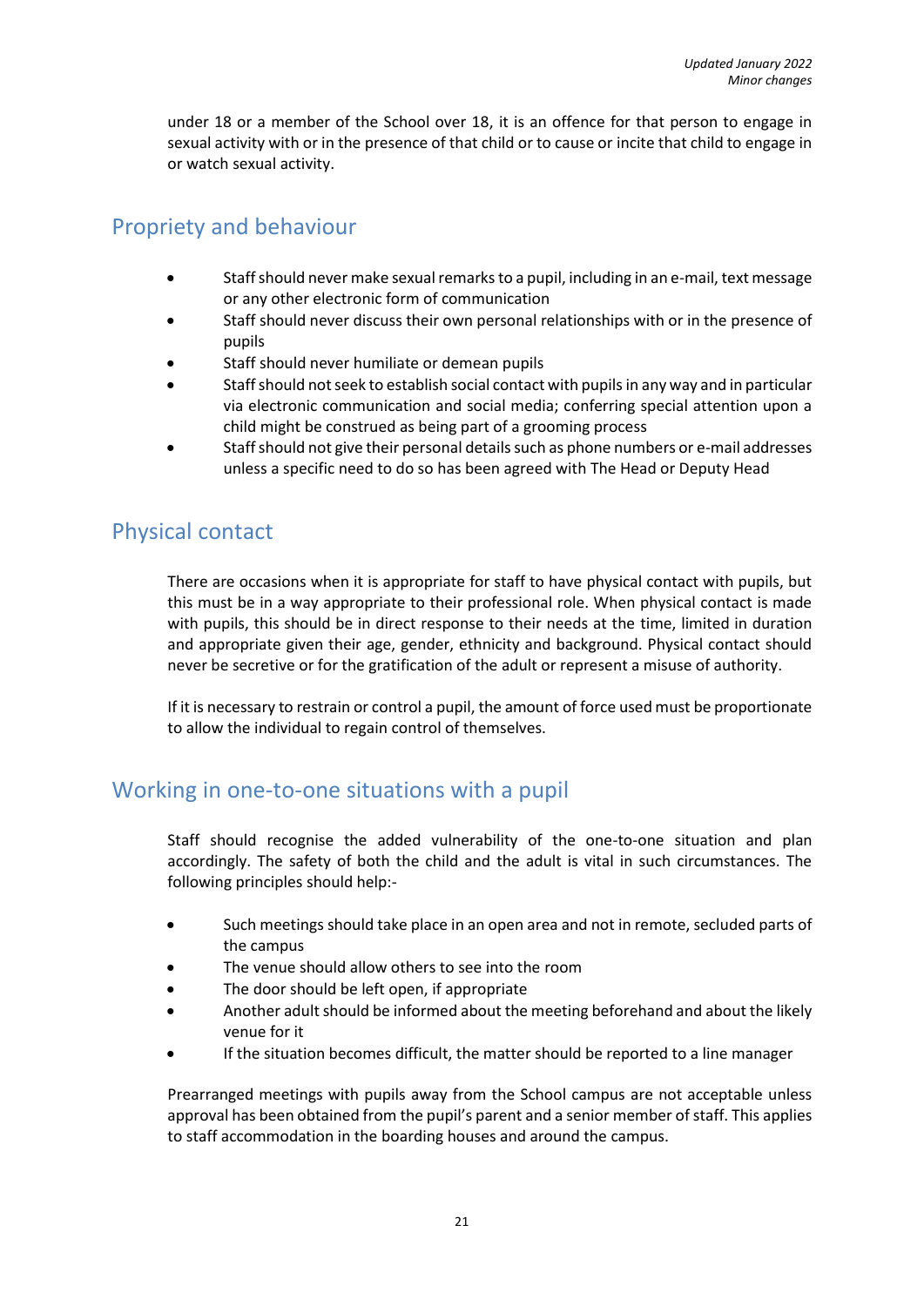under 18 or a member of the School over 18, it is an offence for that person to engage in sexual activity with or in the presence of that child or to cause or incite that child to engage in or watch sexual activity.

## Propriety and behaviour

- Staff should never make sexual remarks to a pupil, including in an e-mail, text message or any other electronic form of communication
- Staff should never discuss their own personal relationships with or in the presence of pupils
- Staff should never humiliate or demean pupils
- Staff should not seek to establish social contact with pupils in any way and in particular via electronic communication and social media; conferring special attention upon a child might be construed as being part of a grooming process
- Staff should not give their personal details such as phone numbers or e-mail addresses unless a specific need to do so has been agreed with The Head or Deputy Head

## Physical contact

There are occasions when it is appropriate for staff to have physical contact with pupils, but this must be in a way appropriate to their professional role. When physical contact is made with pupils, this should be in direct response to their needs at the time, limited in duration and appropriate given their age, gender, ethnicity and background. Physical contact should never be secretive or for the gratification of the adult or represent a misuse of authority.

If it is necessary to restrain or control a pupil, the amount of force used must be proportionate to allow the individual to regain control of themselves.

## Working in one-to-one situations with a pupil

Staff should recognise the added vulnerability of the one-to-one situation and plan accordingly. The safety of both the child and the adult is vital in such circumstances. The following principles should help:-

- Such meetings should take place in an open area and not in remote, secluded parts of the campus
- The venue should allow others to see into the room
- The door should be left open, if appropriate
- Another adult should be informed about the meeting beforehand and about the likely venue for it
- If the situation becomes difficult, the matter should be reported to a line manager

Prearranged meetings with pupils away from the School campus are not acceptable unless approval has been obtained from the pupil's parent and a senior member of staff. This applies to staff accommodation in the boarding houses and around the campus.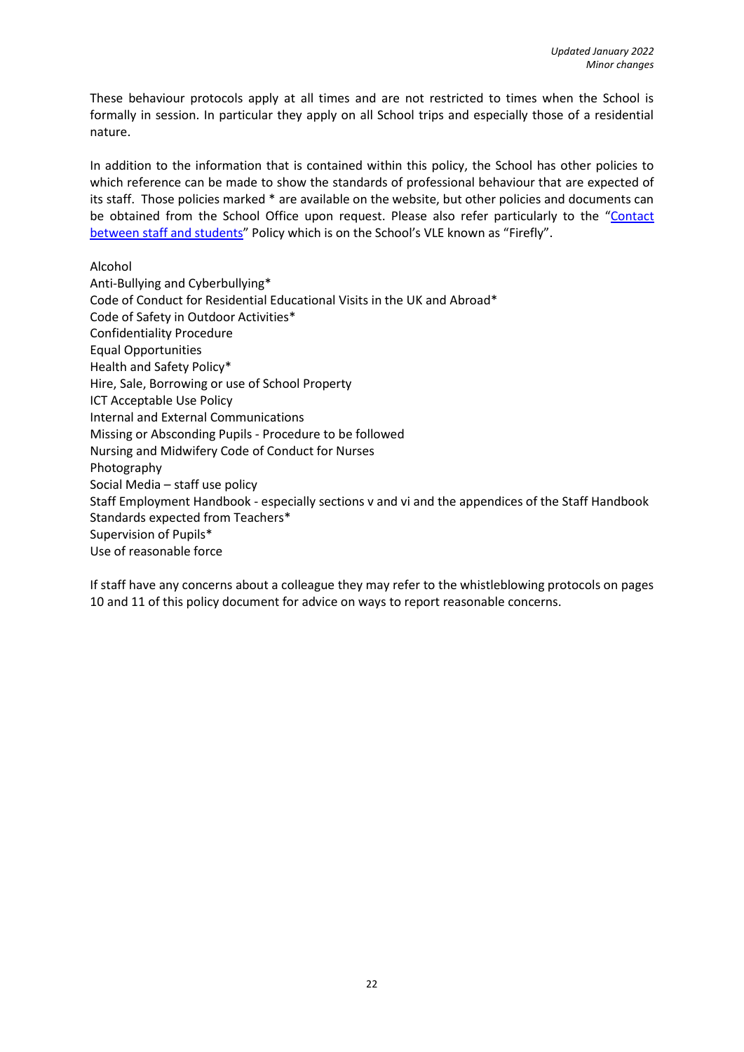*Updated January 2022*
*Minor changes*

These behaviour protocols apply at all times and are not restricted to times when the School is formally in session. In particular they apply on all School trips and especially those of a residential nature.

In addition to the information that is contained within this policy, the School has other policies to which reference can be made to show the standards of professional behaviour that are expected of its staff. Those policies marked * are available on the website, but other policies and documents can be obtained from the School Office upon request. Please also refer particularly to the "Contact between staff and students" Policy which is on the School's VLE known as "Firefly".

Alcohol
Anti-Bullying and Cyberbullying*
Code of Conduct for Residential Educational Visits in the UK and Abroad*
Code of Safety in Outdoor Activities*
Confidentiality Procedure
Equal Opportunities
Health and Safety Policy*
Hire, Sale, Borrowing or use of School Property
ICT Acceptable Use Policy
Internal and External Communications
Missing or Absconding Pupils - Procedure to be followed
Nursing and Midwifery Code of Conduct for Nurses
Photography
Social Media – staff use policy
Staff Employment Handbook - especially sections v and vi and the appendices of the Staff Handbook
Standards expected from Teachers*
Supervision of Pupils*
Use of reasonable force

If staff have any concerns about a colleague they may refer to the whistleblowing protocols on pages 10 and 11 of this policy document for advice on ways to report reasonable concerns.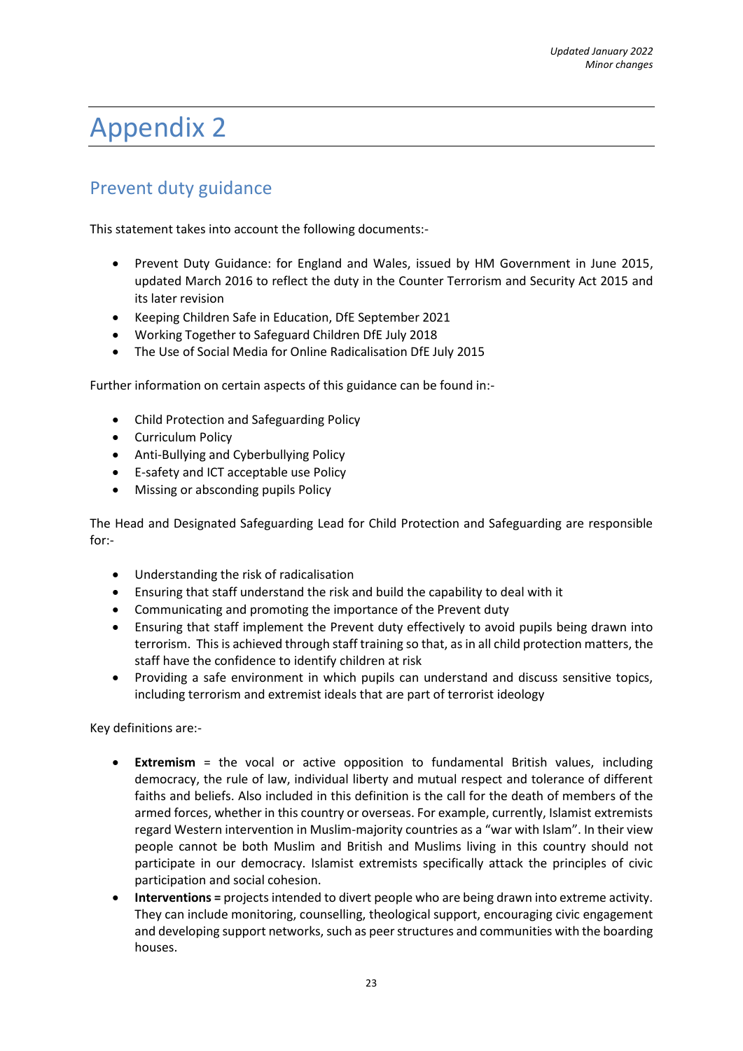*Updated January 2022*
*Minor changes*

# Appendix 2

## Prevent duty guidance

This statement takes into account the following documents:-

- Prevent Duty Guidance: for England and Wales, issued by HM Government in June 2015, updated March 2016 to reflect the duty in the Counter Terrorism and Security Act 2015 and its later revision
- Keeping Children Safe in Education, DfE September 2021
- Working Together to Safeguard Children DfE July 2018
- The Use of Social Media for Online Radicalisation DfE July 2015

Further information on certain aspects of this guidance can be found in:-

- Child Protection and Safeguarding Policy
- Curriculum Policy
- Anti-Bullying and Cyberbullying Policy
- E-safety and ICT acceptable use Policy
- Missing or absconding pupils Policy

The Head and Designated Safeguarding Lead for Child Protection and Safeguarding are responsible for:-

- Understanding the risk of radicalisation
- Ensuring that staff understand the risk and build the capability to deal with it
- Communicating and promoting the importance of the Prevent duty
- Ensuring that staff implement the Prevent duty effectively to avoid pupils being drawn into terrorism. This is achieved through staff training so that, as in all child protection matters, the staff have the confidence to identify children at risk
- Providing a safe environment in which pupils can understand and discuss sensitive topics, including terrorism and extremist ideals that are part of terrorist ideology

Key definitions are:-

- **Extremism** = the vocal or active opposition to fundamental British values, including democracy, the rule of law, individual liberty and mutual respect and tolerance of different faiths and beliefs. Also included in this definition is the call for the death of members of the armed forces, whether in this country or overseas. For example, currently, Islamist extremists regard Western intervention in Muslim-majority countries as a "war with Islam". In their view people cannot be both Muslim and British and Muslims living in this country should not participate in our democracy. Islamist extremists specifically attack the principles of civic participation and social cohesion.
- **Interventions =** projects intended to divert people who are being drawn into extreme activity. They can include monitoring, counselling, theological support, encouraging civic engagement and developing support networks, such as peer structures and communities with the boarding houses.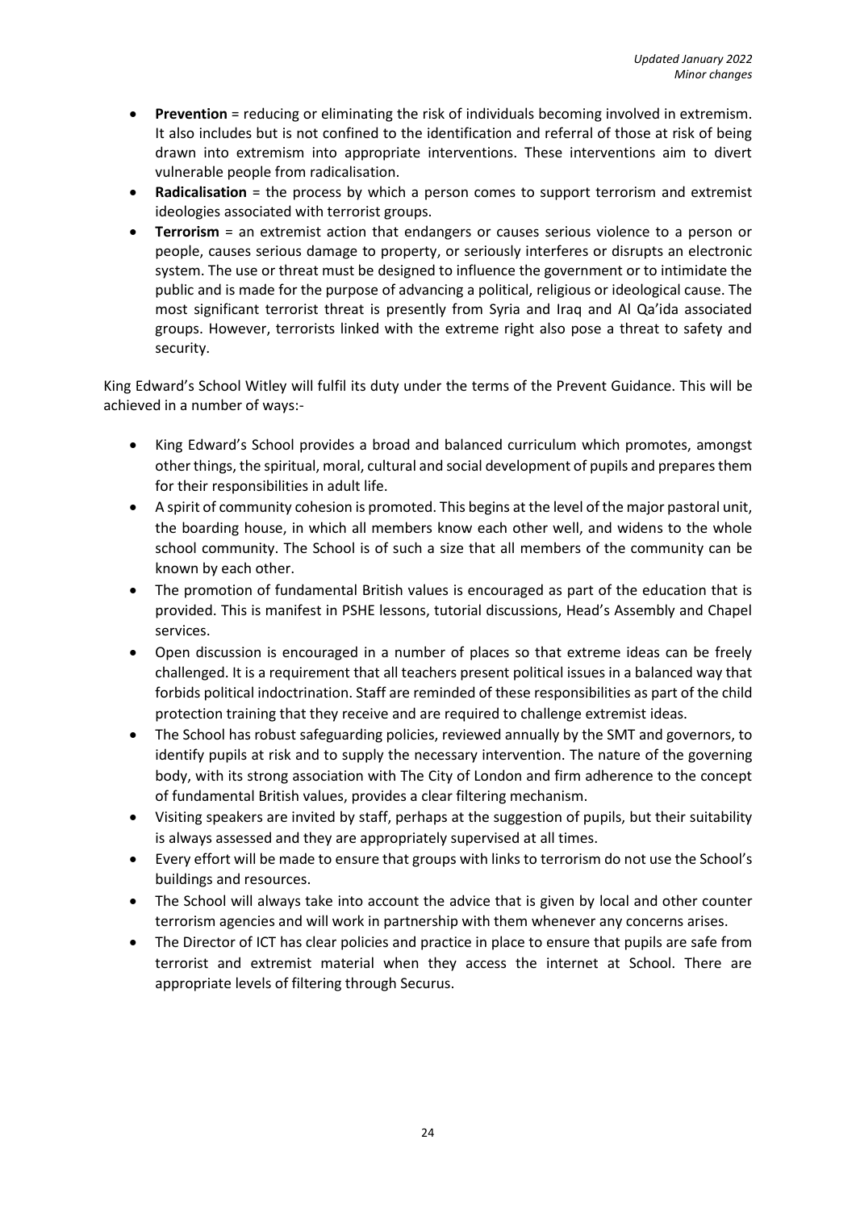- **Prevention** = reducing or eliminating the risk of individuals becoming involved in extremism. It also includes but is not confined to the identification and referral of those at risk of being drawn into extremism into appropriate interventions. These interventions aim to divert vulnerable people from radicalisation.
- **Radicalisation** = the process by which a person comes to support terrorism and extremist ideologies associated with terrorist groups.
- **Terrorism** = an extremist action that endangers or causes serious violence to a person or people, causes serious damage to property, or seriously interferes or disrupts an electronic system. The use or threat must be designed to influence the government or to intimidate the public and is made for the purpose of advancing a political, religious or ideological cause. The most significant terrorist threat is presently from Syria and Iraq and Al Qa'ida associated groups. However, terrorists linked with the extreme right also pose a threat to safety and security.

King Edward's School Witley will fulfil its duty under the terms of the Prevent Guidance. This will be achieved in a number of ways:-

- King Edward's School provides a broad and balanced curriculum which promotes, amongst other things, the spiritual, moral, cultural and social development of pupils and prepares them for their responsibilities in adult life.
- A spirit of community cohesion is promoted. This begins at the level of the major pastoral unit, the boarding house, in which all members know each other well, and widens to the whole school community. The School is of such a size that all members of the community can be known by each other.
- The promotion of fundamental British values is encouraged as part of the education that is provided. This is manifest in PSHE lessons, tutorial discussions, Head's Assembly and Chapel services.
- Open discussion is encouraged in a number of places so that extreme ideas can be freely challenged. It is a requirement that all teachers present political issues in a balanced way that forbids political indoctrination. Staff are reminded of these responsibilities as part of the child protection training that they receive and are required to challenge extremist ideas.
- The School has robust safeguarding policies, reviewed annually by the SMT and governors, to identify pupils at risk and to supply the necessary intervention. The nature of the governing body, with its strong association with The City of London and firm adherence to the concept of fundamental British values, provides a clear filtering mechanism.
- Visiting speakers are invited by staff, perhaps at the suggestion of pupils, but their suitability is always assessed and they are appropriately supervised at all times.
- Every effort will be made to ensure that groups with links to terrorism do not use the School's buildings and resources.
- The School will always take into account the advice that is given by local and other counter terrorism agencies and will work in partnership with them whenever any concerns arises.
- The Director of ICT has clear policies and practice in place to ensure that pupils are safe from terrorist and extremist material when they access the internet at School. There are appropriate levels of filtering through Securus.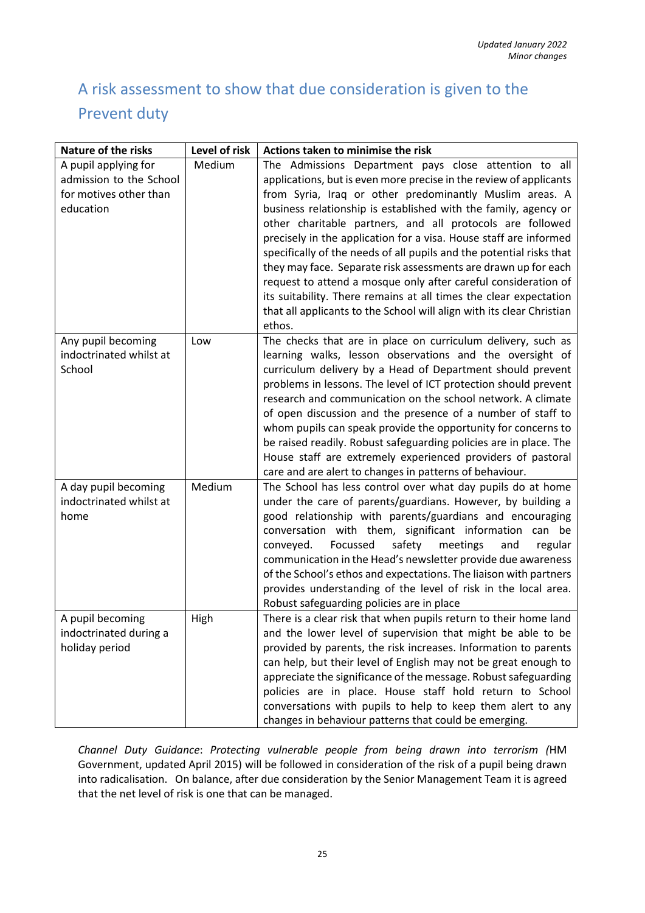*Updated January 2022*
*Minor changes*

## A risk assessment to show that due consideration is given to the Prevent duty

| Nature of the risks | Level of risk | Actions taken to minimise the risk |
|---|---|---|
| A pupil applying for admission to the School for motives other than education | Medium | The Admissions Department pays close attention to all applications, but is even more precise in the review of applicants from Syria, Iraq or other predominantly Muslim areas. A business relationship is established with the family, agency or other charitable partners, and all protocols are followed precisely in the application for a visa. House staff are informed specifically of the needs of all pupils and the potential risks that they may face. Separate risk assessments are drawn up for each request to attend a mosque only after careful consideration of its suitability. There remains at all times the clear expectation that all applicants to the School will align with its clear Christian ethos. |
| Any pupil becoming indoctrinated whilst at School | Low | The checks that are in place on curriculum delivery, such as learning walks, lesson observations and the oversight of curriculum delivery by a Head of Department should prevent problems in lessons. The level of ICT protection should prevent research and communication on the school network. A climate of open discussion and the presence of a number of staff to whom pupils can speak provide the opportunity for concerns to be raised readily. Robust safeguarding policies are in place. The House staff are extremely experienced providers of pastoral care and are alert to changes in patterns of behaviour. |
| A day pupil becoming indoctrinated whilst at home | Medium | The School has less control over what day pupils do at home under the care of parents/guardians. However, by building a good relationship with parents/guardians and encouraging conversation with them, significant information can be conveyed. Focussed safety meetings and regular communication in the Head's newsletter provide due awareness of the School's ethos and expectations. The liaison with partners provides understanding of the level of risk in the local area. Robust safeguarding policies are in place |
| A pupil becoming indoctrinated during a holiday period | High | There is a clear risk that when pupils return to their home land and the lower level of supervision that might be able to be provided by parents, the risk increases. Information to parents can help, but their level of English may not be great enough to appreciate the significance of the message. Robust safeguarding policies are in place. House staff hold return to School conversations with pupils to help to keep them alert to any changes in behaviour patterns that could be emerging. |

*Channel Duty Guidance*: *Protecting vulnerable people from being drawn into terrorism (*HM Government, updated April 2015) will be followed in consideration of the risk of a pupil being drawn into radicalisation. On balance, after due consideration by the Senior Management Team it is agreed that the net level of risk is one that can be managed.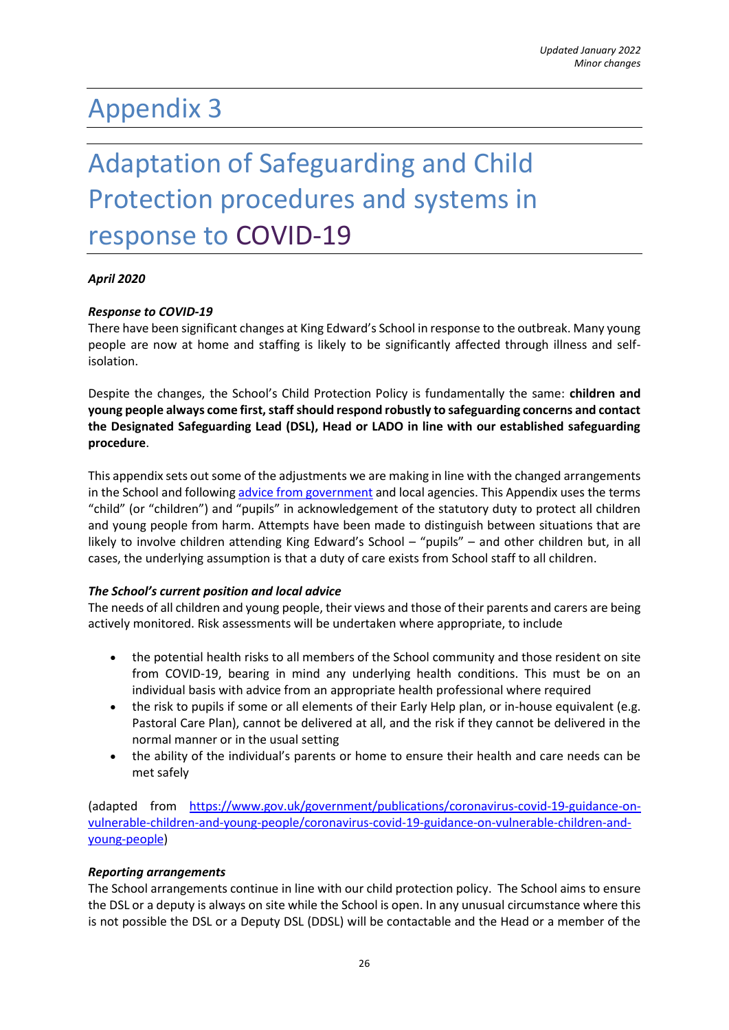*Updated January 2022*
*Minor changes*

# Appendix 3

# Adaptation of Safeguarding and Child Protection procedures and systems in response to COVID-19

***April 2020***

***Response to COVID-19***

There have been significant changes at King Edward's School in response to the outbreak. Many young people are now at home and staffing is likely to be significantly affected through illness and self-isolation.

Despite the changes, the School's Child Protection Policy is fundamentally the same: **children and young people always come first, staff should respond robustly to safeguarding concerns and contact the Designated Safeguarding Lead (DSL), Head or LADO in line with our established safeguarding procedure**.

This appendix sets out some of the adjustments we are making in line with the changed arrangements in the School and following advice from government and local agencies. This Appendix uses the terms "child" (or "children") and "pupils" in acknowledgement of the statutory duty to protect all children and young people from harm. Attempts have been made to distinguish between situations that are likely to involve children attending King Edward's School – "pupils" – and other children but, in all cases, the underlying assumption is that a duty of care exists from School staff to all children.

***The School's current position and local advice***

The needs of all children and young people, their views and those of their parents and carers are being actively monitored. Risk assessments will be undertaken where appropriate, to include

- the potential health risks to all members of the School community and those resident on site from COVID-19, bearing in mind any underlying health conditions. This must be on an individual basis with advice from an appropriate health professional where required
- the risk to pupils if some or all elements of their Early Help plan, or in-house equivalent (e.g. Pastoral Care Plan), cannot be delivered at all, and the risk if they cannot be delivered in the normal manner or in the usual setting
- the ability of the individual's parents or home to ensure their health and care needs can be met safely

(adapted from https://www.gov.uk/government/publications/coronavirus-covid-19-guidance-on-vulnerable-children-and-young-people/coronavirus-covid-19-guidance-on-vulnerable-children-and-young-people)

***Reporting arrangements***

The School arrangements continue in line with our child protection policy. The School aims to ensure the DSL or a deputy is always on site while the School is open. In any unusual circumstance where this is not possible the DSL or a Deputy DSL (DDSL) will be contactable and the Head or a member of the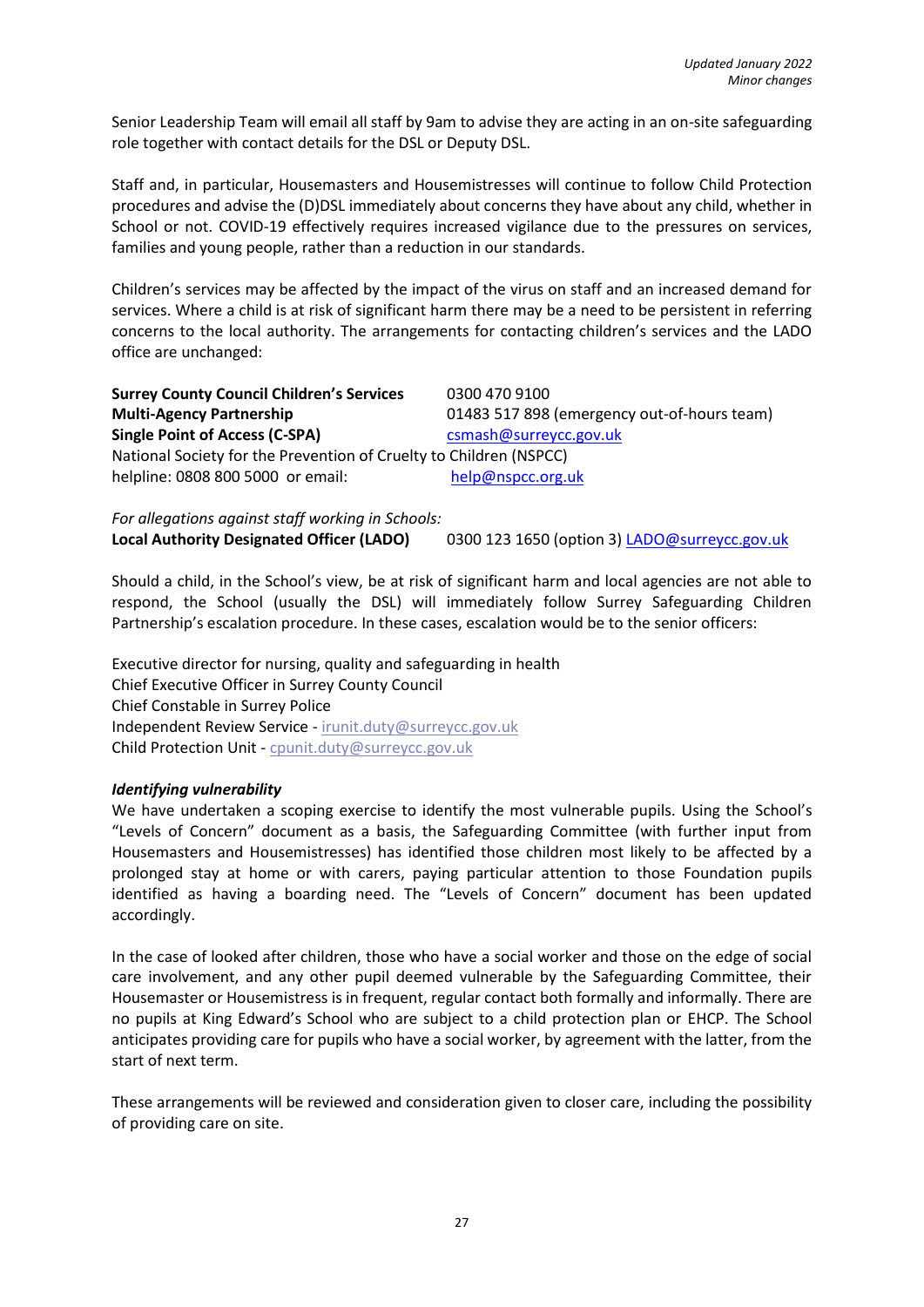Senior Leadership Team will email all staff by 9am to advise they are acting in an on-site safeguarding role together with contact details for the DSL or Deputy DSL.

Staff and, in particular, Housemasters and Housemistresses will continue to follow Child Protection procedures and advise the (D)DSL immediately about concerns they have about any child, whether in School or not. COVID-19 effectively requires increased vigilance due to the pressures on services, families and young people, rather than a reduction in our standards.

Children's services may be affected by the impact of the virus on staff and an increased demand for services. Where a child is at risk of significant harm there may be a need to be persistent in referring concerns to the local authority. The arrangements for contacting children's services and the LADO office are unchanged:

**Surrey County Council Children's Services** 0300 470 9100
**Multi-Agency Partnership** 01483 517 898 (emergency out-of-hours team)
**Single Point of Access (C-SPA)** csmash@surreycc.gov.uk
National Society for the Prevention of Cruelty to Children (NSPCC) helpline: 0808 800 5000 or email: help@nspcc.org.uk

*For allegations against staff working in Schools:*
**Local Authority Designated Officer (LADO)** 0300 123 1650 (option 3) LADO@surreycc.gov.uk

Should a child, in the School's view, be at risk of significant harm and local agencies are not able to respond, the School (usually the DSL) will immediately follow Surrey Safeguarding Children Partnership's escalation procedure. In these cases, escalation would be to the senior officers:

Executive director for nursing, quality and safeguarding in health
Chief Executive Officer in Surrey County Council
Chief Constable in Surrey Police
Independent Review Service - irunit.duty@surreycc.gov.uk
Child Protection Unit - cpunit.duty@surreycc.gov.uk

***Identifying vulnerability***

We have undertaken a scoping exercise to identify the most vulnerable pupils. Using the School's "Levels of Concern" document as a basis, the Safeguarding Committee (with further input from Housemasters and Housemistresses) has identified those children most likely to be affected by a prolonged stay at home or with carers, paying particular attention to those Foundation pupils identified as having a boarding need. The "Levels of Concern" document has been updated accordingly.

In the case of looked after children, those who have a social worker and those on the edge of social care involvement, and any other pupil deemed vulnerable by the Safeguarding Committee, their Housemaster or Housemistress is in frequent, regular contact both formally and informally. There are no pupils at King Edward's School who are subject to a child protection plan or EHCP. The School anticipates providing care for pupils who have a social worker, by agreement with the latter, from the start of next term.

These arrangements will be reviewed and consideration given to closer care, including the possibility of providing care on site.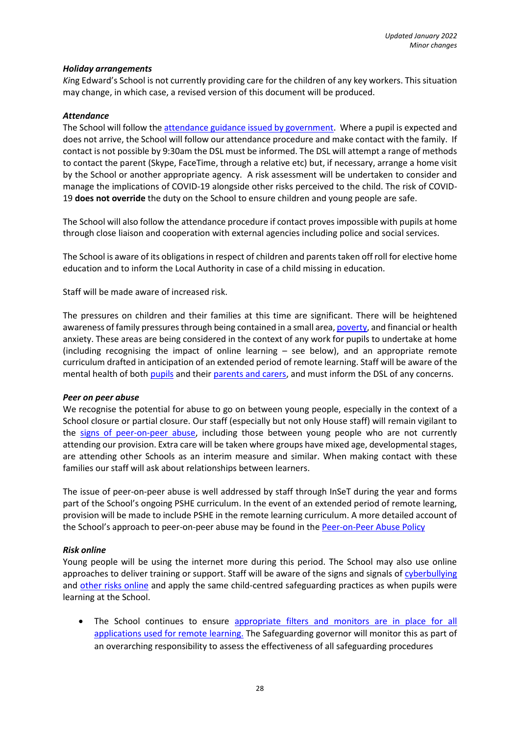*Holiday arrangements*

*Ki*ng Edward's School is not currently providing care for the children of any key workers. This situation may change, in which case, a revised version of this document will be produced.

***Attendance***

The School will follow the attendance guidance issued by government. Where a pupil is expected and does not arrive, the School will follow our attendance procedure and make contact with the family. If contact is not possible by 9:30am the DSL must be informed. The DSL will attempt a range of methods to contact the parent (Skype, FaceTime, through a relative etc) but, if necessary, arrange a home visit by the School or another appropriate agency. A risk assessment will be undertaken to consider and manage the implications of COVID-19 alongside other risks perceived to the child. The risk of COVID-19 **does not override** the duty on the School to ensure children and young people are safe.

The School will also follow the attendance procedure if contact proves impossible with pupils at home through close liaison and cooperation with external agencies including police and social services.

The School is aware of its obligations in respect of children and parents taken off roll for elective home education and to inform the Local Authority in case of a child missing in education.

Staff will be made aware of increased risk.

The pressures on children and their families at this time are significant. There will be heightened awareness of family pressures through being contained in a small area, poverty, and financial or health anxiety. These areas are being considered in the context of any work for pupils to undertake at home (including recognising the impact of online learning – see below), and an appropriate remote curriculum drafted in anticipation of an extended period of remote learning. Staff will be aware of the mental health of both pupils and their parents and carers, and must inform the DSL of any concerns.

***Peer on peer abuse***

We recognise the potential for abuse to go on between young people, especially in the context of a School closure or partial closure. Our staff (especially but not only House staff) will remain vigilant to the signs of peer-on-peer abuse, including those between young people who are not currently attending our provision. Extra care will be taken where groups have mixed age, developmental stages, are attending other Schools as an interim measure and similar. When making contact with these families our staff will ask about relationships between learners.

The issue of peer-on-peer abuse is well addressed by staff through InSeT during the year and forms part of the School's ongoing PSHE curriculum. In the event of an extended period of remote learning, provision will be made to include PSHE in the remote learning curriculum. A more detailed account of the School's approach to peer-on-peer abuse may be found in the Peer-on-Peer Abuse Policy

***Risk online***

Young people will be using the internet more during this period. The School may also use online approaches to deliver training or support. Staff will be aware of the signs and signals of cyberbullying and other risks online and apply the same child-centred safeguarding practices as when pupils were learning at the School.

- The School continues to ensure appropriate filters and monitors are in place for all applications used for remote learning. The Safeguarding governor will monitor this as part of an overarching responsibility to assess the effectiveness of all safeguarding procedures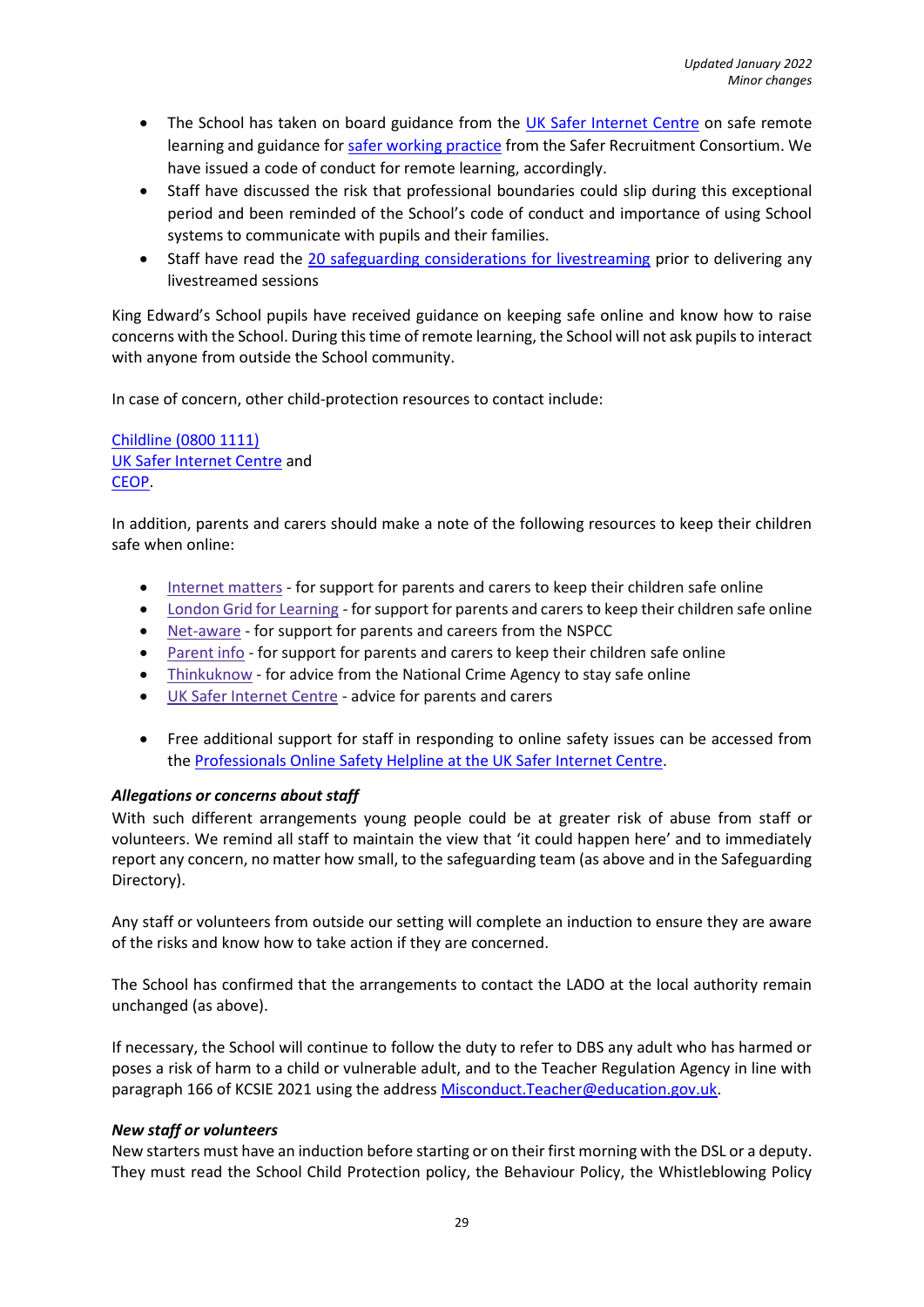- The School has taken on board guidance from the UK Safer Internet Centre on safe remote learning and guidance for safer working practice from the Safer Recruitment Consortium. We have issued a code of conduct for remote learning, accordingly.
- Staff have discussed the risk that professional boundaries could slip during this exceptional period and been reminded of the School's code of conduct and importance of using School systems to communicate with pupils and their families.
- Staff have read the 20 safeguarding considerations for livestreaming prior to delivering any livestreamed sessions

King Edward's School pupils have received guidance on keeping safe online and know how to raise concerns with the School. During this time of remote learning, the School will not ask pupils to interact with anyone from outside the School community.

In case of concern, other child-protection resources to contact include:

Childline (0800 1111)
UK Safer Internet Centre and
CEOP.

In addition, parents and carers should make a note of the following resources to keep their children safe when online:

- Internet matters - for support for parents and carers to keep their children safe online
- London Grid for Learning - for support for parents and carers to keep their children safe online
- Net-aware - for support for parents and careers from the NSPCC
- Parent info - for support for parents and carers to keep their children safe online
- Thinkuknow - for advice from the National Crime Agency to stay safe online
- UK Safer Internet Centre - advice for parents and carers

- Free additional support for staff in responding to online safety issues can be accessed from the Professionals Online Safety Helpline at the UK Safer Internet Centre.

***Allegations or concerns about staff***

With such different arrangements young people could be at greater risk of abuse from staff or volunteers. We remind all staff to maintain the view that 'it could happen here' and to immediately report any concern, no matter how small, to the safeguarding team (as above and in the Safeguarding Directory).

Any staff or volunteers from outside our setting will complete an induction to ensure they are aware of the risks and know how to take action if they are concerned.

The School has confirmed that the arrangements to contact the LADO at the local authority remain unchanged (as above).

If necessary, the School will continue to follow the duty to refer to DBS any adult who has harmed or poses a risk of harm to a child or vulnerable adult, and to the Teacher Regulation Agency in line with paragraph 166 of KCSIE 2021 using the address Misconduct.Teacher@education.gov.uk.

***New staff or volunteers***

New starters must have an induction before starting or on their first morning with the DSL or a deputy. They must read the School Child Protection policy, the Behaviour Policy, the Whistleblowing Policy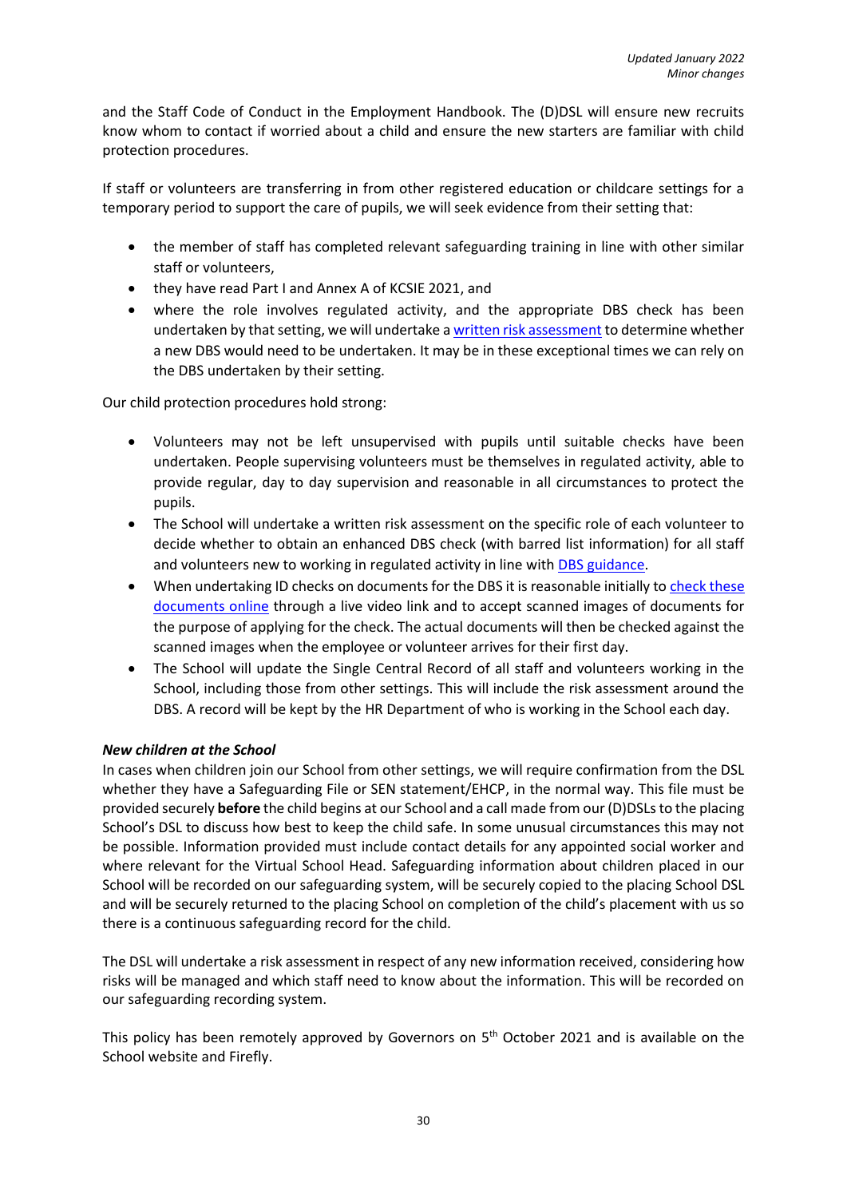and the Staff Code of Conduct in the Employment Handbook. The (D)DSL will ensure new recruits know whom to contact if worried about a child and ensure the new starters are familiar with child protection procedures.

If staff or volunteers are transferring in from other registered education or childcare settings for a temporary period to support the care of pupils, we will seek evidence from their setting that:

- the member of staff has completed relevant safeguarding training in line with other similar staff or volunteers,
- they have read Part I and Annex A of KCSIE 2021, and
- where the role involves regulated activity, and the appropriate DBS check has been undertaken by that setting, we will undertake a written risk assessment to determine whether a new DBS would need to be undertaken. It may be in these exceptional times we can rely on the DBS undertaken by their setting.

Our child protection procedures hold strong:

- Volunteers may not be left unsupervised with pupils until suitable checks have been undertaken. People supervising volunteers must be themselves in regulated activity, able to provide regular, day to day supervision and reasonable in all circumstances to protect the pupils.
- The School will undertake a written risk assessment on the specific role of each volunteer to decide whether to obtain an enhanced DBS check (with barred list information) for all staff and volunteers new to working in regulated activity in line with DBS guidance.
- When undertaking ID checks on documents for the DBS it is reasonable initially to check these documents online through a live video link and to accept scanned images of documents for the purpose of applying for the check. The actual documents will then be checked against the scanned images when the employee or volunteer arrives for their first day.
- The School will update the Single Central Record of all staff and volunteers working in the School, including those from other settings. This will include the risk assessment around the DBS. A record will be kept by the HR Department of who is working in the School each day.

***New children at the School***

In cases when children join our School from other settings, we will require confirmation from the DSL whether they have a Safeguarding File or SEN statement/EHCP, in the normal way. This file must be provided securely **before** the child begins at our School and a call made from our (D)DSLs to the placing School's DSL to discuss how best to keep the child safe. In some unusual circumstances this may not be possible. Information provided must include contact details for any appointed social worker and where relevant for the Virtual School Head. Safeguarding information about children placed in our School will be recorded on our safeguarding system, will be securely copied to the placing School DSL and will be securely returned to the placing School on completion of the child's placement with us so there is a continuous safeguarding record for the child.

The DSL will undertake a risk assessment in respect of any new information received, considering how risks will be managed and which staff need to know about the information. This will be recorded on our safeguarding recording system.

This policy has been remotely approved by Governors on 5th October 2021 and is available on the School website and Firefly.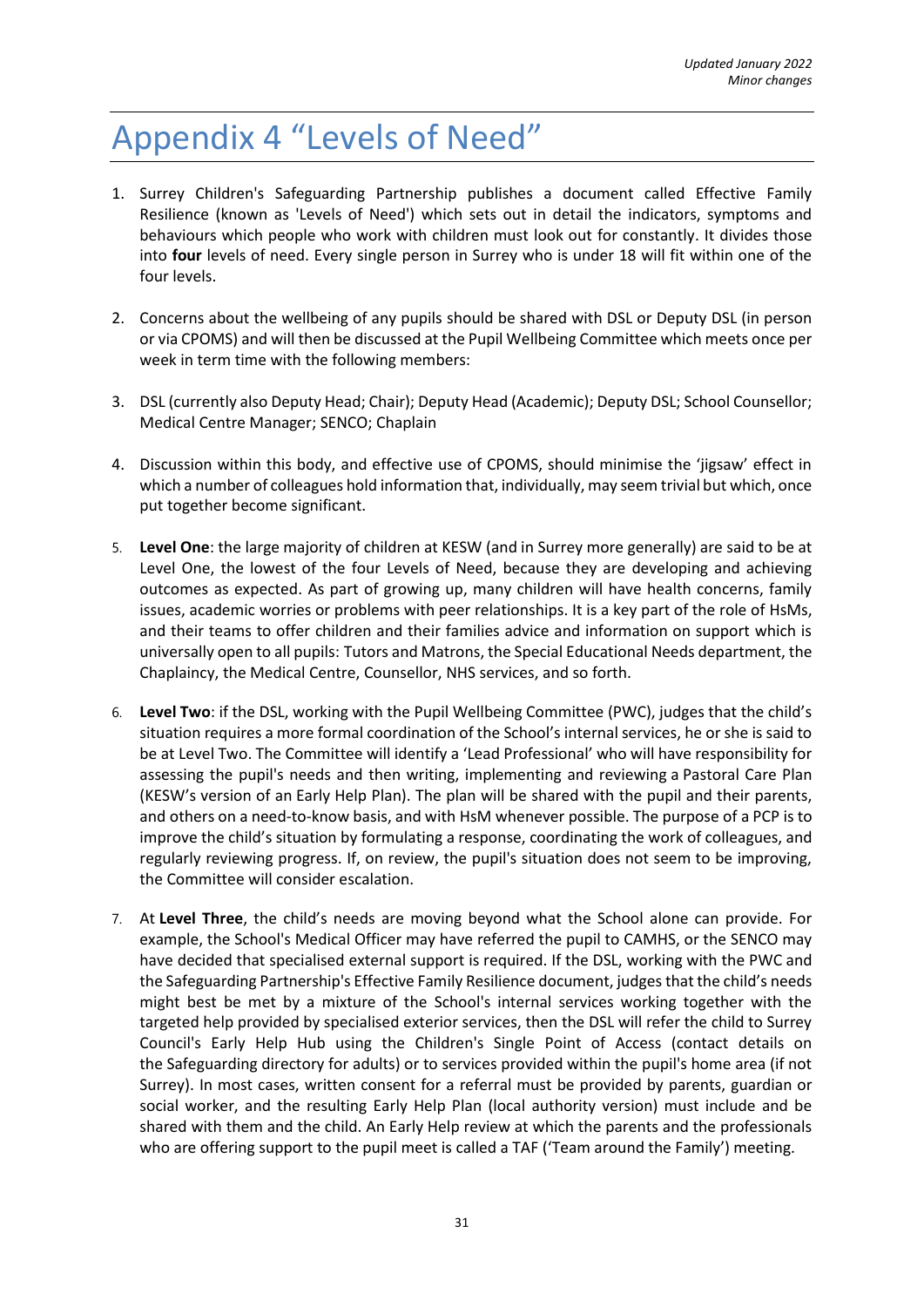*Updated January 2022*
*Minor changes*

# Appendix 4 "Levels of Need"

1. Surrey Children's Safeguarding Partnership publishes a document called Effective Family Resilience (known as 'Levels of Need') which sets out in detail the indicators, symptoms and behaviours which people who work with children must look out for constantly. It divides those into **four** levels of need. Every single person in Surrey who is under 18 will fit within one of the four levels.

2. Concerns about the wellbeing of any pupils should be shared with DSL or Deputy DSL (in person or via CPOMS) and will then be discussed at the Pupil Wellbeing Committee which meets once per week in term time with the following members:

3. DSL (currently also Deputy Head; Chair); Deputy Head (Academic); Deputy DSL; School Counsellor; Medical Centre Manager; SENCO; Chaplain

4. Discussion within this body, and effective use of CPOMS, should minimise the 'jigsaw' effect in which a number of colleagues hold information that, individually, may seem trivial but which, once put together become significant.

5. **Level One**: the large majority of children at KESW (and in Surrey more generally) are said to be at Level One, the lowest of the four Levels of Need, because they are developing and achieving outcomes as expected. As part of growing up, many children will have health concerns, family issues, academic worries or problems with peer relationships. It is a key part of the role of HsMs, and their teams to offer children and their families advice and information on support which is universally open to all pupils: Tutors and Matrons, the Special Educational Needs department, the Chaplaincy, the Medical Centre, Counsellor, NHS services, and so forth.

6. **Level Two**: if the DSL, working with the Pupil Wellbeing Committee (PWC), judges that the child's situation requires a more formal coordination of the School's internal services, he or she is said to be at Level Two. The Committee will identify a 'Lead Professional' who will have responsibility for assessing the pupil's needs and then writing, implementing and reviewing a Pastoral Care Plan (KESW's version of an Early Help Plan). The plan will be shared with the pupil and their parents, and others on a need-to-know basis, and with HsM whenever possible. The purpose of a PCP is to improve the child's situation by formulating a response, coordinating the work of colleagues, and regularly reviewing progress. If, on review, the pupil's situation does not seem to be improving, the Committee will consider escalation.

7. At **Level Three**, the child's needs are moving beyond what the School alone can provide. For example, the School's Medical Officer may have referred the pupil to CAMHS, or the SENCO may have decided that specialised external support is required. If the DSL, working with the PWC and the Safeguarding Partnership's Effective Family Resilience document, judges that the child's needs might best be met by a mixture of the School's internal services working together with the targeted help provided by specialised exterior services, then the DSL will refer the child to Surrey Council's Early Help Hub using the Children's Single Point of Access (contact details on the Safeguarding directory for adults) or to services provided within the pupil's home area (if not Surrey). In most cases, written consent for a referral must be provided by parents, guardian or social worker, and the resulting Early Help Plan (local authority version) must include and be shared with them and the child. An Early Help review at which the parents and the professionals who are offering support to the pupil meet is called a TAF ('Team around the Family') meeting.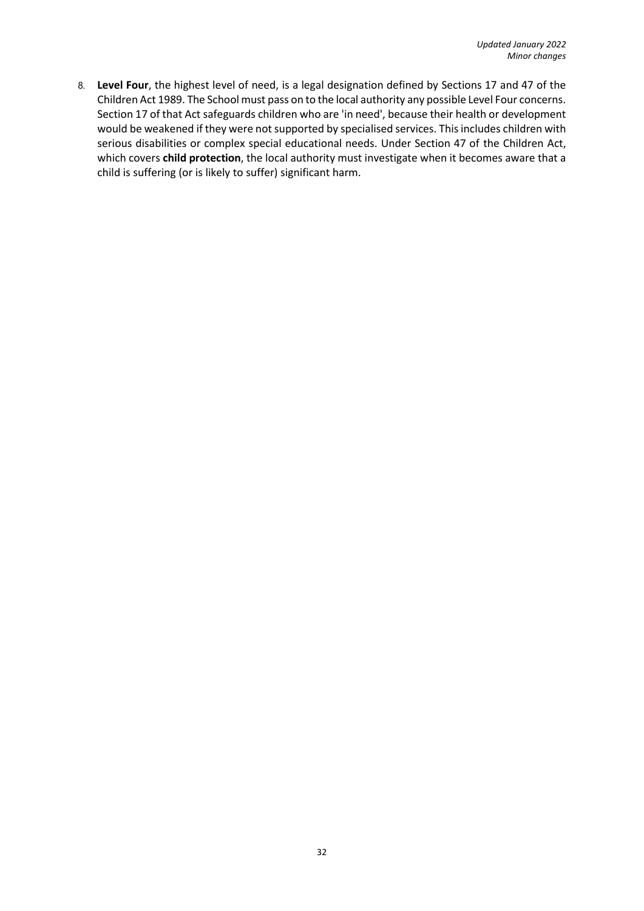8. **Level Four**, the highest level of need, is a legal designation defined by Sections 17 and 47 of the Children Act 1989. The School must pass on to the local authority any possible Level Four concerns. Section 17 of that Act safeguards children who are 'in need', because their health or development would be weakened if they were not supported by specialised services. This includes children with serious disabilities or complex special educational needs. Under Section 47 of the Children Act, which covers **child protection**, the local authority must investigate when it becomes aware that a child is suffering (or is likely to suffer) significant harm.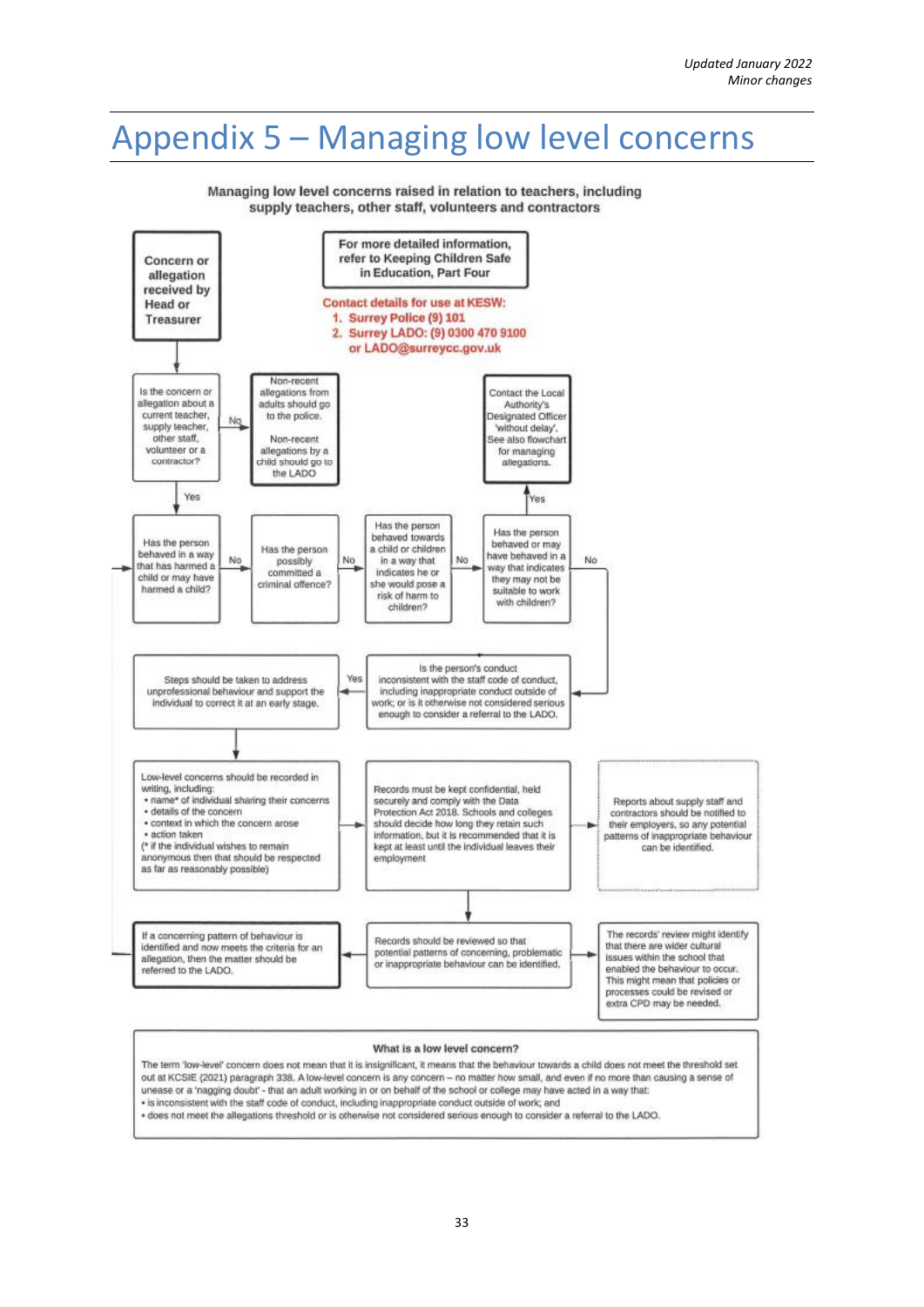*Updated January 2022*
*Minor changes*

# Appendix 5 – Managing low level concerns

**Managing low level concerns raised in relation to teachers, including supply teachers, other staff, volunteers and contractors**

**Concern or allegation received by Head or Treasurer**

**For more detailed information, refer to Keeping Children Safe in Education, Part Four**

**Contact details for use at KESW:**

1. **Surrey Police (9) 101**
2. **Surrey LADO: (9) 0300 470 9100 or LADO@surreycc.gov.uk**

Is the concern or allegation about a current teacher, supply teacher, other staff, volunteer or a contractor?

No

Non-recent allegations from adults should go to the police.

Non-recent allegations by a child should go to the LADO

Yes

Has the person behaved in a way that has harmed a child or may have harmed a child?

No

Has the person possibly committed a criminal offence?

No

Has the person behaved towards a child or children in a way that indicates he or she would pose a risk of harm to children?

No

Has the person behaved or may have behaved in a way that indicates they may not be suitable to work with children?

Yes

Contact the Local Authority's Designated Officer 'without delay'. See also flowchart for managing allegations.

No

Is the person's conduct inconsistent with the staff code of conduct, including inappropriate conduct outside of work; or is it otherwise not considered serious enough to consider a referral to the LADO.

Yes

Steps should be taken to address unprofessional behaviour and support the individual to correct it at an early stage.

Low-level concerns should be recorded in writing, including:

- name* of individual sharing their concerns
- details of the concern
- context in which the concern arose
- action taken

(* if the individual wishes to remain anonymous then that should be respected as far as reasonably possible)

Records must be kept confidential, held securely and comply with the Data Protection Act 2018. Schools and colleges should decide how long they retain such information, but it is recommended that it is kept at least until the individual leaves their employment

Reports about supply staff and contractors should be notified to their employers, so any potential patterns of inappropriate behaviour can be identified.

Records should be reviewed so that potential patterns of concerning, problematic or inappropriate behaviour can be identified.

If a concerning pattern of behaviour is identified and now meets the criteria for an allegation, then the matter should be referred to the LADO.

The records' review might identify that there are wider cultural issues within the school that enabled the behaviour to occur. This might mean that policies or processes could be revised or extra CPD may be needed.

**What is a low level concern?**

The term 'low-level' concern does not mean that it is insignificant, it means that the behaviour towards a child does not meet the threshold set out at KCSIE (2021) paragraph 338. A low-level concern is any concern – no matter how small, and even if no more than causing a sense of unease or a 'nagging doubt' - that an adult working in or on behalf of the school or college may have acted in a way that:

- is inconsistent with the staff code of conduct, including inappropriate conduct outside of work; and
- does not meet the allegations threshold or is otherwise not considered serious enough to consider a referral to the LADO.